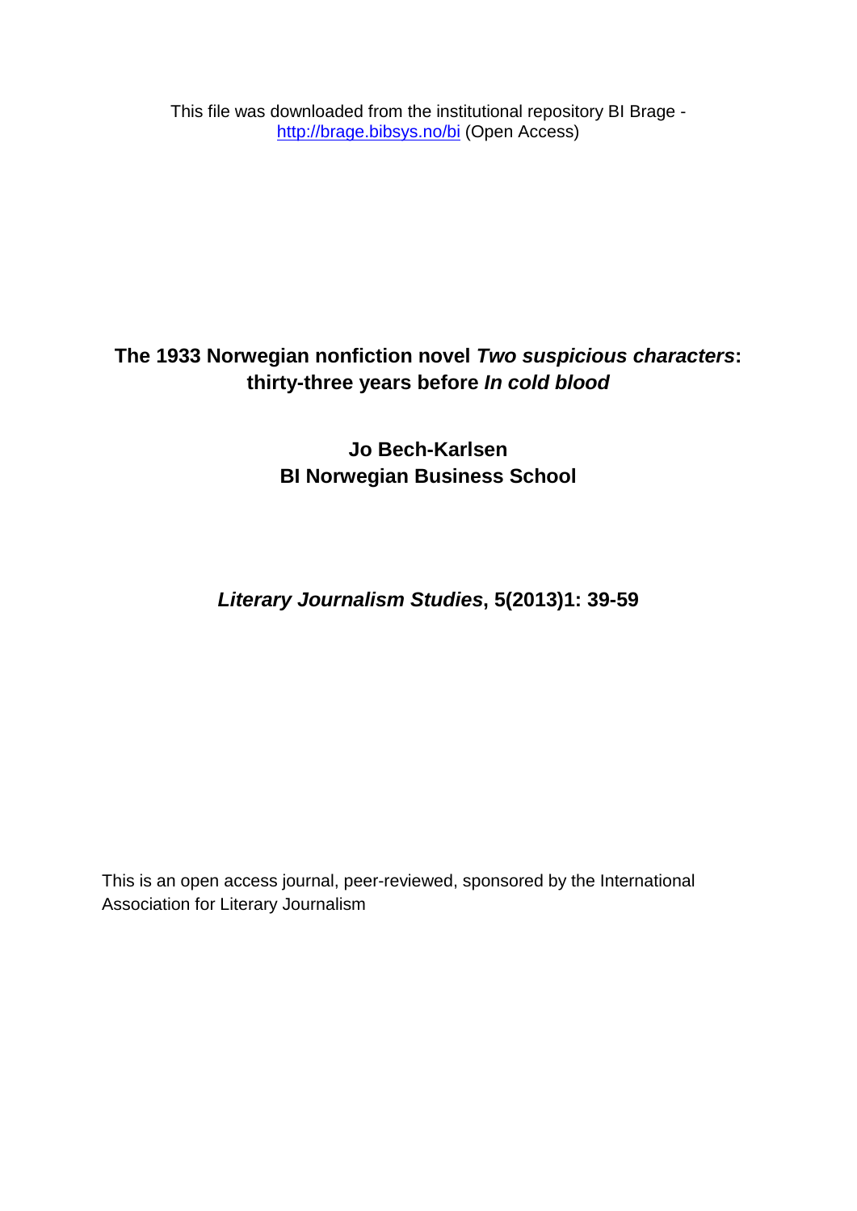This file was downloaded from the institutional repository BI Brage - [http://brage.bibsys.no/bi](http://brage.bibsys.no/bi) (Open Access)

# The 1933 Norwegian nonfiction novel *Two suspicious characters*: thirty-three years before *In cold blood*

**Jo Bech-Karlsen**
**BI Norwegian Business School**

***Literary Journalism Studies*, 5(2013)1: 39-59**

This is an open access journal, peer-reviewed, sponsored by the International Association for Literary Journalism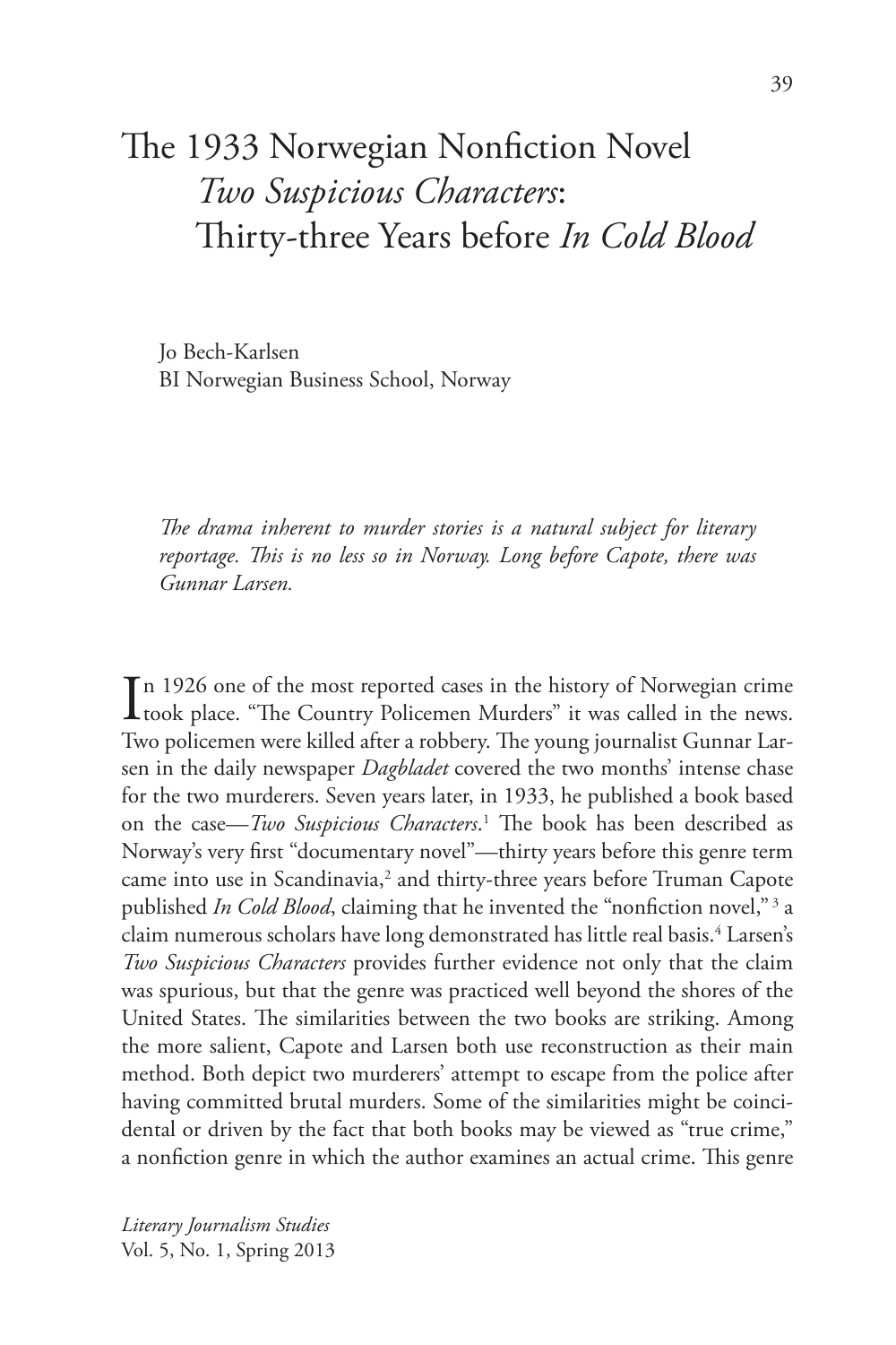# The 1933 Norwegian Nonfiction Novel *Two Suspicious Characters*: Thirty-three Years before *In Cold Blood*

Jo Bech-Karlsen
BI Norwegian Business School, Norway

*The drama inherent to murder stories is a natural subject for literary reportage. This is no less so in Norway. Long before Capote, there was Gunnar Larsen.*

In 1926 one of the most reported cases in the history of Norwegian crime took place. "The Country Policemen Murders" it was called in the news. Two policemen were killed after a robbery. The young journalist Gunnar Larsen in the daily newspaper *Dagbladet* covered the two months' intense chase for the two murderers. Seven years later, in 1933, he published a book based on the case—*Two Suspicious Characters*.[1] The book has been described as Norway's very first "documentary novel"—thirty years before this genre term came into use in Scandinavia,[2] and thirty-three years before Truman Capote published *In Cold Blood*, claiming that he invented the "nonfiction novel,"[3] a claim numerous scholars have long demonstrated has little real basis.[4] Larsen's *Two Suspicious Characters* provides further evidence not only that the claim was spurious, but that the genre was practiced well beyond the shores of the United States. The similarities between the two books are striking. Among the more salient, Capote and Larsen both use reconstruction as their main method. Both depict two murderers' attempt to escape from the police after having committed brutal murders. Some of the similarities might be coincidental or driven by the fact that both books may be viewed as "true crime," a nonfiction genre in which the author examines an actual crime. This genre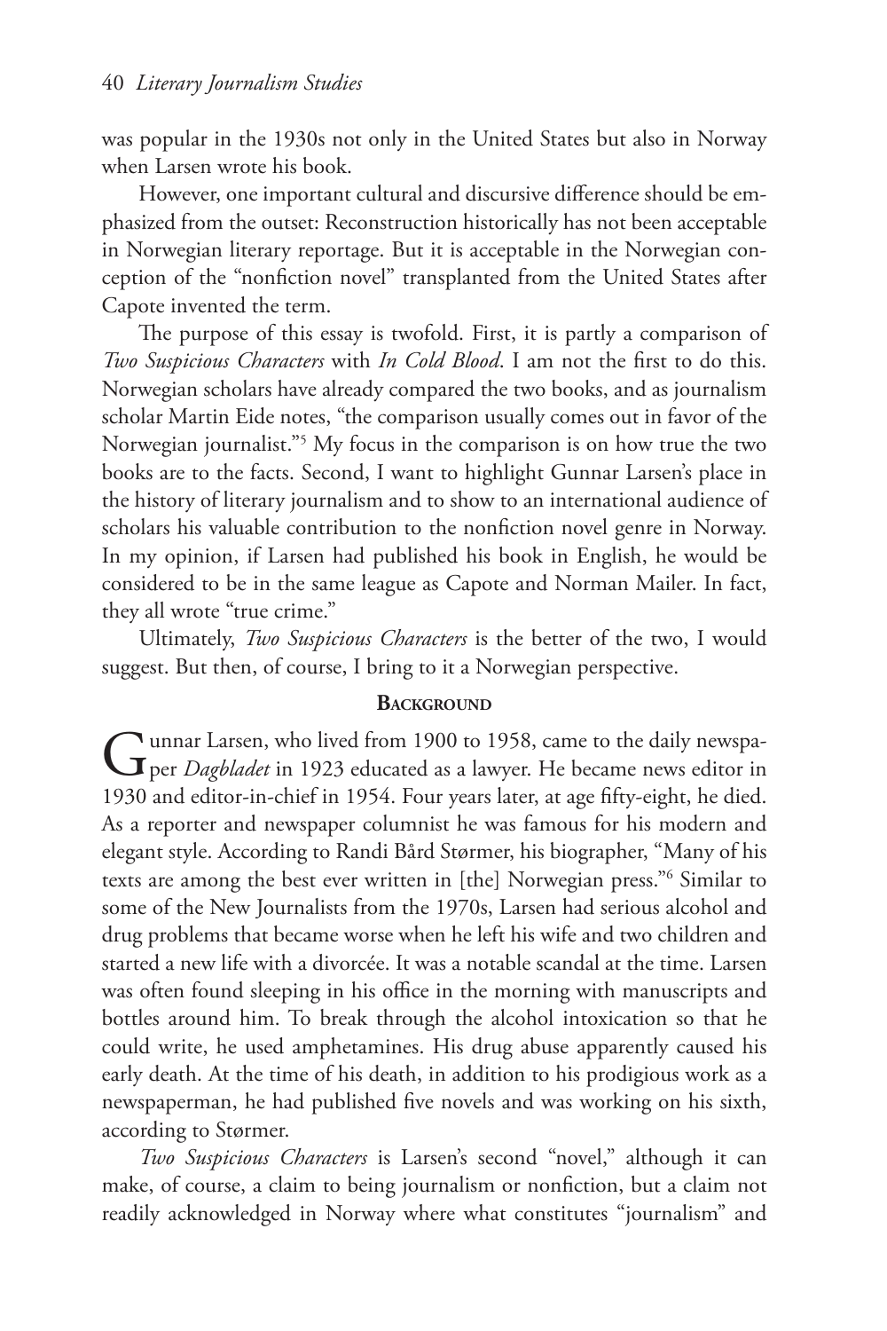was popular in the 1930s not only in the United States but also in Norway when Larsen wrote his book.

However, one important cultural and discursive difference should be emphasized from the outset: Reconstruction historically has not been acceptable in Norwegian literary reportage. But it is acceptable in the Norwegian conception of the "nonfiction novel" transplanted from the United States after Capote invented the term.

The purpose of this essay is twofold. First, it is partly a comparison of *Two Suspicious Characters* with *In Cold Blood*. I am not the first to do this. Norwegian scholars have already compared the two books, and as journalism scholar Martin Eide notes, "the comparison usually comes out in favor of the Norwegian journalist."[5] My focus in the comparison is on how true the two books are to the facts. Second, I want to highlight Gunnar Larsen's place in the history of literary journalism and to show to an international audience of scholars his valuable contribution to the nonfiction novel genre in Norway. In my opinion, if Larsen had published his book in English, he would be considered to be in the same league as Capote and Norman Mailer. In fact, they all wrote "true crime."

Ultimately, *Two Suspicious Characters* is the better of the two, I would suggest. But then, of course, I bring to it a Norwegian perspective.

## Background

Gunnar Larsen, who lived from 1900 to 1958, came to the daily newspaper *Dagbladet* in 1923 educated as a lawyer. He became news editor in 1930 and editor-in-chief in 1954. Four years later, at age fifty-eight, he died. As a reporter and newspaper columnist he was famous for his modern and elegant style. According to Randi Bård Størmer, his biographer, "Many of his texts are among the best ever written in [the] Norwegian press."[6] Similar to some of the New Journalists from the 1970s, Larsen had serious alcohol and drug problems that became worse when he left his wife and two children and started a new life with a divorcée. It was a notable scandal at the time. Larsen was often found sleeping in his office in the morning with manuscripts and bottles around him. To break through the alcohol intoxication so that he could write, he used amphetamines. His drug abuse apparently caused his early death. At the time of his death, in addition to his prodigious work as a newspaperman, he had published five novels and was working on his sixth, according to Størmer.

*Two Suspicious Characters* is Larsen's second "novel," although it can make, of course, a claim to being journalism or nonfiction, but a claim not readily acknowledged in Norway where what constitutes "journalism" and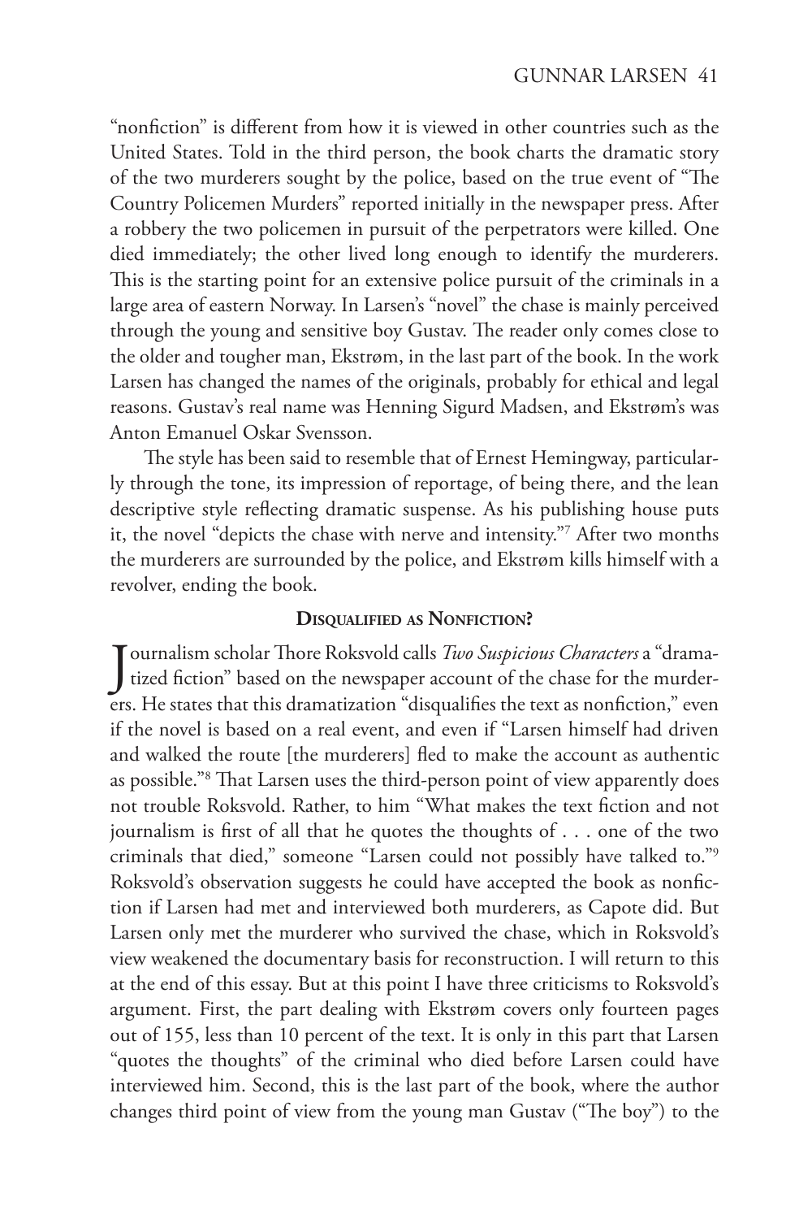"nonfiction" is different from how it is viewed in other countries such as the United States. Told in the third person, the book charts the dramatic story of the two murderers sought by the police, based on the true event of "The Country Policemen Murders" reported initially in the newspaper press. After a robbery the two policemen in pursuit of the perpetrators were killed. One died immediately; the other lived long enough to identify the murderers. This is the starting point for an extensive police pursuit of the criminals in a large area of eastern Norway. In Larsen's "novel" the chase is mainly perceived through the young and sensitive boy Gustav. The reader only comes close to the older and tougher man, Ekstrøm, in the last part of the book. In the work Larsen has changed the names of the originals, probably for ethical and legal reasons. Gustav's real name was Henning Sigurd Madsen, and Ekstrøm's was Anton Emanuel Oskar Svensson.

The style has been said to resemble that of Ernest Hemingway, particularly through the tone, its impression of reportage, of being there, and the lean descriptive style reflecting dramatic suspense. As his publishing house puts it, the novel "depicts the chase with nerve and intensity."[7] After two months the murderers are surrounded by the police, and Ekstrøm kills himself with a revolver, ending the book.

## Disqualified as Nonfiction?

Journalism scholar Thore Roksvold calls *Two Suspicious Characters* a "dramatized fiction" based on the newspaper account of the chase for the murderers. He states that this dramatization "disqualifies the text as nonfiction," even if the novel is based on a real event, and even if "Larsen himself had driven and walked the route [the murderers] fled to make the account as authentic as possible."[8] That Larsen uses the third-person point of view apparently does not trouble Roksvold. Rather, to him "What makes the text fiction and not journalism is first of all that he quotes the thoughts of . . . one of the two criminals that died," someone "Larsen could not possibly have talked to."[9] Roksvold's observation suggests he could have accepted the book as nonfiction if Larsen had met and interviewed both murderers, as Capote did. But Larsen only met the murderer who survived the chase, which in Roksvold's view weakened the documentary basis for reconstruction. I will return to this at the end of this essay. But at this point I have three criticisms to Roksvold's argument. First, the part dealing with Ekstrøm covers only fourteen pages out of 155, less than 10 percent of the text. It is only in this part that Larsen "quotes the thoughts" of the criminal who died before Larsen could have interviewed him. Second, this is the last part of the book, where the author changes third point of view from the young man Gustav ("The boy") to the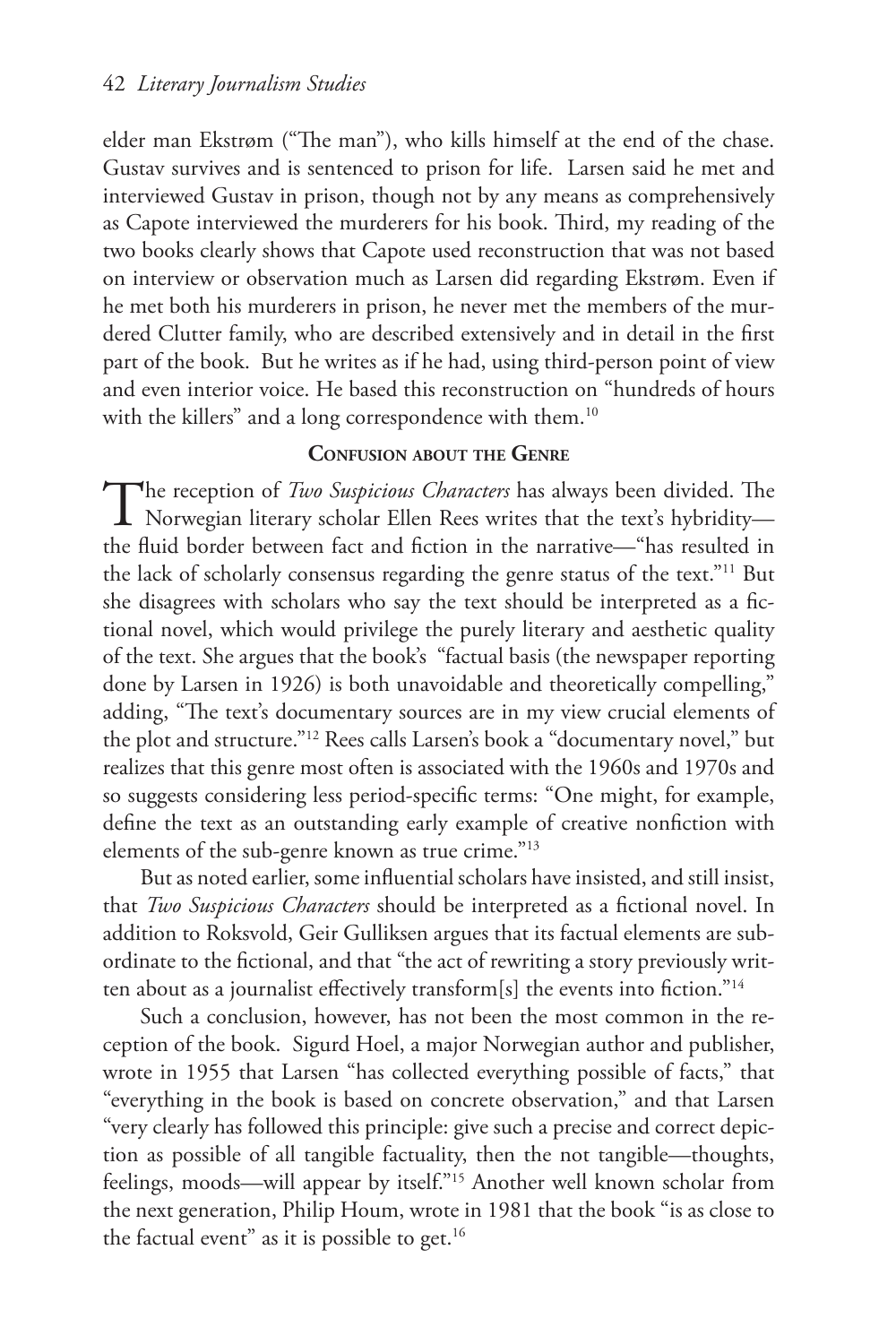elder man Ekstrøm ("The man"), who kills himself at the end of the chase. Gustav survives and is sentenced to prison for life. Larsen said he met and interviewed Gustav in prison, though not by any means as comprehensively as Capote interviewed the murderers for his book. Third, my reading of the two books clearly shows that Capote used reconstruction that was not based on interview or observation much as Larsen did regarding Ekstrøm. Even if he met both his murderers in prison, he never met the members of the murdered Clutter family, who are described extensively and in detail in the first part of the book. But he writes as if he had, using third-person point of view and even interior voice. He based this reconstruction on "hundreds of hours with the killers" and a long correspondence with them.[10]

## Confusion about the Genre

The reception of *Two Suspicious Characters* has always been divided. The Norwegian literary scholar Ellen Rees writes that the text's hybridity—the fluid border between fact and fiction in the narrative—"has resulted in the lack of scholarly consensus regarding the genre status of the text."[11] But she disagrees with scholars who say the text should be interpreted as a fictional novel, which would privilege the purely literary and aesthetic quality of the text. She argues that the book's "factual basis (the newspaper reporting done by Larsen in 1926) is both unavoidable and theoretically compelling," adding, "The text's documentary sources are in my view crucial elements of the plot and structure."[12] Rees calls Larsen's book a "documentary novel," but realizes that this genre most often is associated with the 1960s and 1970s and so suggests considering less period-specific terms: "One might, for example, define the text as an outstanding early example of creative nonfiction with elements of the sub-genre known as true crime."[13]

But as noted earlier, some influential scholars have insisted, and still insist, that *Two Suspicious Characters* should be interpreted as a fictional novel. In addition to Roksvold, Geir Gulliksen argues that its factual elements are subordinate to the fictional, and that "the act of rewriting a story previously written about as a journalist effectively transform[s] the events into fiction."[14]

Such a conclusion, however, has not been the most common in the reception of the book. Sigurd Hoel, a major Norwegian author and publisher, wrote in 1955 that Larsen "has collected everything possible of facts," that "everything in the book is based on concrete observation," and that Larsen "very clearly has followed this principle: give such a precise and correct depiction as possible of all tangible factuality, then the not tangible—thoughts, feelings, moods—will appear by itself."[15] Another well known scholar from the next generation, Philip Houm, wrote in 1981 that the book "is as close to the factual event" as it is possible to get.[16]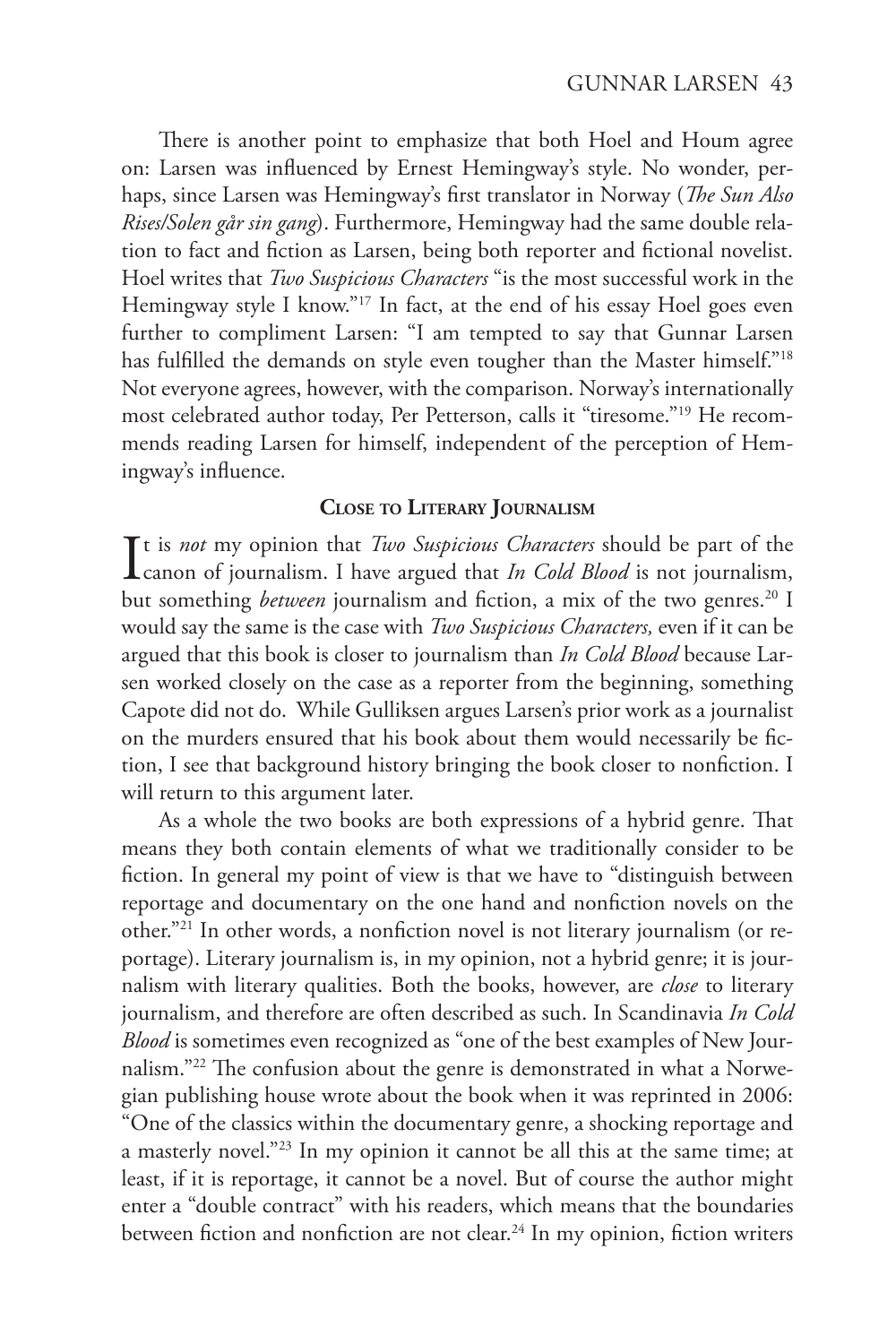There is another point to emphasize that both Hoel and Houm agree on: Larsen was influenced by Ernest Hemingway's style. No wonder, perhaps, since Larsen was Hemingway's first translator in Norway (*The Sun Also Rises/Solen går sin gang*). Furthermore, Hemingway had the same double relation to fact and fiction as Larsen, being both reporter and fictional novelist. Hoel writes that *Two Suspicious Characters* "is the most successful work in the Hemingway style I know."[17] In fact, at the end of his essay Hoel goes even further to compliment Larsen: "I am tempted to say that Gunnar Larsen has fulfilled the demands on style even tougher than the Master himself."[18] Not everyone agrees, however, with the comparison. Norway's internationally most celebrated author today, Per Petterson, calls it "tiresome."[19] He recommends reading Larsen for himself, independent of the perception of Hemingway's influence.

## Close to Literary Journalism

It is *not* my opinion that *Two Suspicious Characters* should be part of the canon of journalism. I have argued that *In Cold Blood* is not journalism, but something *between* journalism and fiction, a mix of the two genres.[20] I would say the same is the case with *Two Suspicious Characters,* even if it can be argued that this book is closer to journalism than *In Cold Blood* because Larsen worked closely on the case as a reporter from the beginning, something Capote did not do. While Gulliksen argues Larsen's prior work as a journalist on the murders ensured that his book about them would necessarily be fiction, I see that background history bringing the book closer to nonfiction. I will return to this argument later.

As a whole the two books are both expressions of a hybrid genre. That means they both contain elements of what we traditionally consider to be fiction. In general my point of view is that we have to "distinguish between reportage and documentary on the one hand and nonfiction novels on the other."[21] In other words, a nonfiction novel is not literary journalism (or reportage). Literary journalism is, in my opinion, not a hybrid genre; it is journalism with literary qualities. Both the books, however, are *close* to literary journalism, and therefore are often described as such. In Scandinavia *In Cold Blood* is sometimes even recognized as "one of the best examples of New Journalism."[22] The confusion about the genre is demonstrated in what a Norwegian publishing house wrote about the book when it was reprinted in 2006: "One of the classics within the documentary genre, a shocking reportage and a masterly novel."[23] In my opinion it cannot be all this at the same time; at least, if it is reportage, it cannot be a novel. But of course the author might enter a "double contract" with his readers, which means that the boundaries between fiction and nonfiction are not clear.[24] In my opinion, fiction writers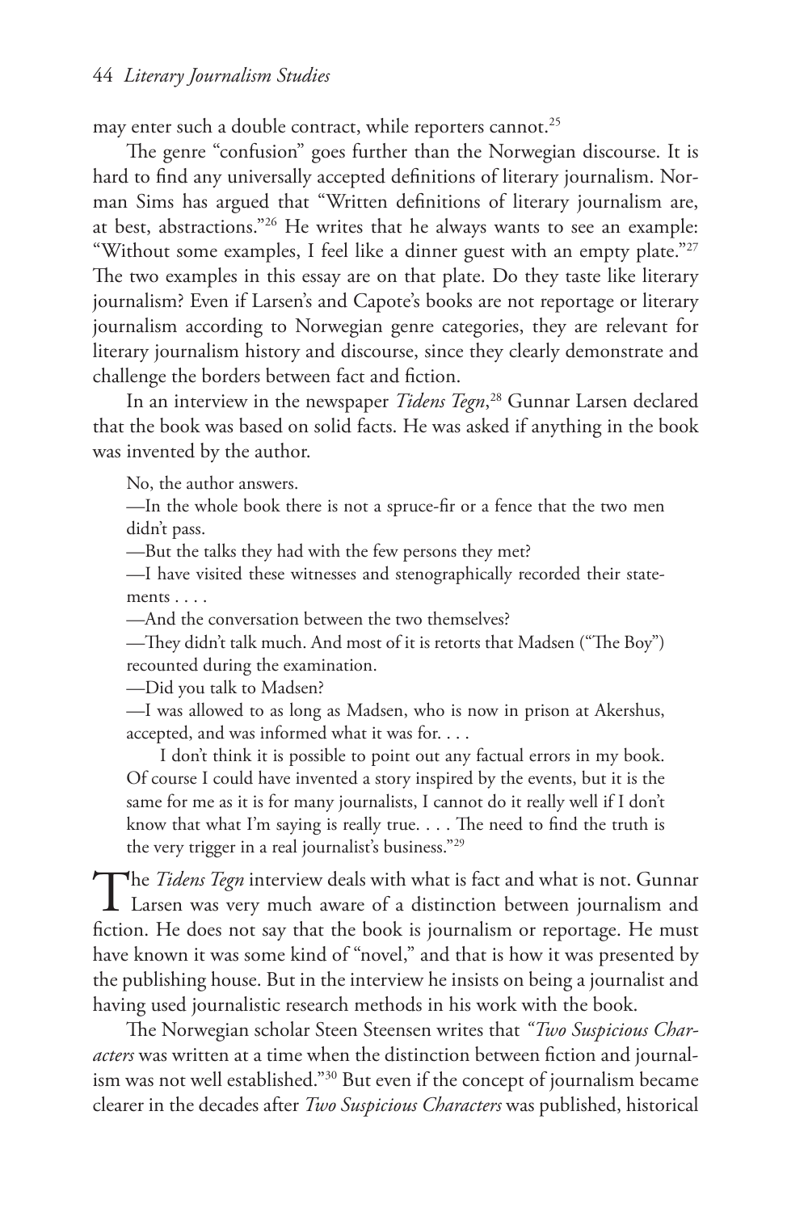may enter such a double contract, while reporters cannot.[25]

The genre "confusion" goes further than the Norwegian discourse. It is hard to find any universally accepted definitions of literary journalism. Norman Sims has argued that "Written definitions of literary journalism are, at best, abstractions."[26] He writes that he always wants to see an example: "Without some examples, I feel like a dinner guest with an empty plate."[27] The two examples in this essay are on that plate. Do they taste like literary journalism? Even if Larsen's and Capote's books are not reportage or literary journalism according to Norwegian genre categories, they are relevant for literary journalism history and discourse, since they clearly demonstrate and challenge the borders between fact and fiction.

In an interview in the newspaper *Tidens Tegn*,[28] Gunnar Larsen declared that the book was based on solid facts. He was asked if anything in the book was invented by the author.

> No, the author answers.
>
> —In the whole book there is not a spruce-fir or a fence that the two men didn't pass.
>
> —But the talks they had with the few persons they met?
>
> —I have visited these witnesses and stenographically recorded their statements . . . .
>
> —And the conversation between the two themselves?
>
> —They didn't talk much. And most of it is retorts that Madsen ("The Boy") recounted during the examination.
>
> —Did you talk to Madsen?
>
> —I was allowed to as long as Madsen, who is now in prison at Akershus, accepted, and was informed what it was for. . . .
>
> I don't think it is possible to point out any factual errors in my book. Of course I could have invented a story inspired by the events, but it is the same for me as it is for many journalists, I cannot do it really well if I don't know that what I'm saying is really true. . . . The need to find the truth is the very trigger in a real journalist's business."[29]

The *Tidens Tegn* interview deals with what is fact and what is not. Gunnar Larsen was very much aware of a distinction between journalism and fiction. He does not say that the book is journalism or reportage. He must have known it was some kind of "novel," and that is how it was presented by the publishing house. But in the interview he insists on being a journalist and having used journalistic research methods in his work with the book.

The Norwegian scholar Steen Steensen writes that *"Two Suspicious Characters* was written at a time when the distinction between fiction and journalism was not well established."[30] But even if the concept of journalism became clearer in the decades after *Two Suspicious Characters* was published, historical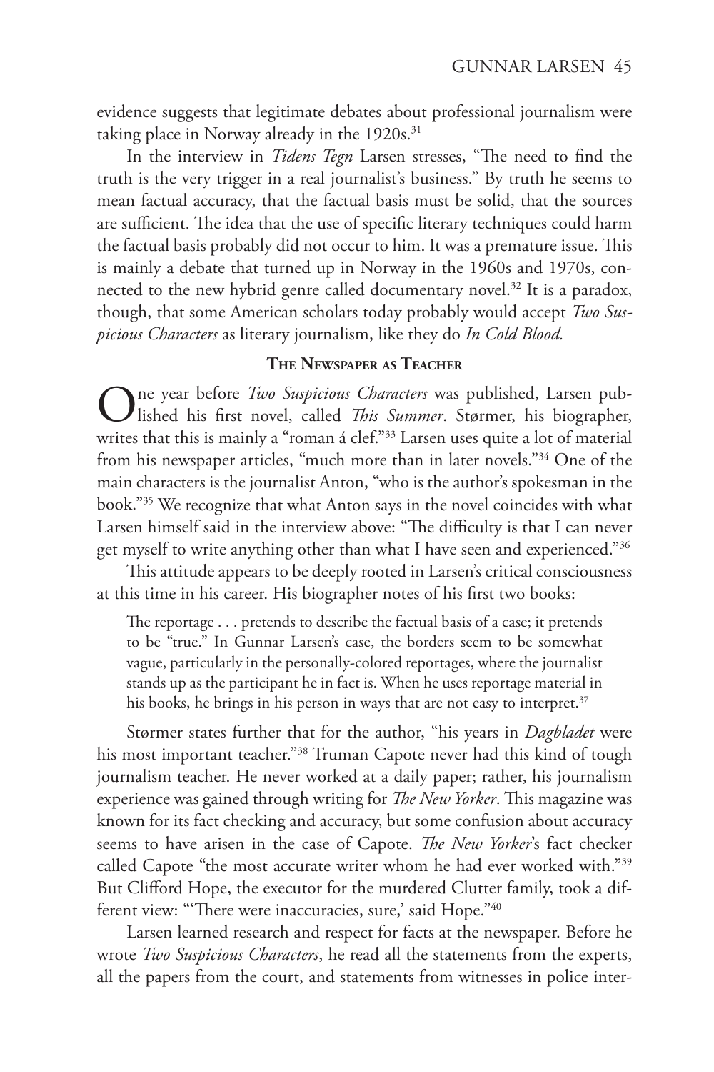evidence suggests that legitimate debates about professional journalism were taking place in Norway already in the 1920s.[31]

In the interview in *Tidens Tegn* Larsen stresses, "The need to find the truth is the very trigger in a real journalist's business." By truth he seems to mean factual accuracy, that the factual basis must be solid, that the sources are sufficient. The idea that the use of specific literary techniques could harm the factual basis probably did not occur to him. It was a premature issue. This is mainly a debate that turned up in Norway in the 1960s and 1970s, connected to the new hybrid genre called documentary novel.[32] It is a paradox, though, that some American scholars today probably would accept *Two Suspicious Characters* as literary journalism, like they do *In Cold Blood.*

## The Newspaper as Teacher

One year before *Two Suspicious Characters* was published, Larsen published his first novel, called *This Summer*. Størmer, his biographer, writes that this is mainly a "roman á clef."[33] Larsen uses quite a lot of material from his newspaper articles, "much more than in later novels."[34] One of the main characters is the journalist Anton, "who is the author's spokesman in the book."[35] We recognize that what Anton says in the novel coincides with what Larsen himself said in the interview above: "The difficulty is that I can never get myself to write anything other than what I have seen and experienced."[36]

This attitude appears to be deeply rooted in Larsen's critical consciousness at this time in his career. His biographer notes of his first two books:

> The reportage . . . pretends to describe the factual basis of a case; it pretends to be "true." In Gunnar Larsen's case, the borders seem to be somewhat vague, particularly in the personally-colored reportages, where the journalist stands up as the participant he in fact is. When he uses reportage material in his books, he brings in his person in ways that are not easy to interpret.[37]

Størmer states further that for the author, "his years in *Dagbladet* were his most important teacher."[38] Truman Capote never had this kind of tough journalism teacher. He never worked at a daily paper; rather, his journalism experience was gained through writing for *The New Yorker*. This magazine was known for its fact checking and accuracy, but some confusion about accuracy seems to have arisen in the case of Capote. *The New Yorker*'s fact checker called Capote "the most accurate writer whom he had ever worked with."[39] But Clifford Hope, the executor for the murdered Clutter family, took a different view: "'There were inaccuracies, sure,' said Hope."[40]

Larsen learned research and respect for facts at the newspaper. Before he wrote *Two Suspicious Characters*, he read all the statements from the experts, all the papers from the court, and statements from witnesses in police inter-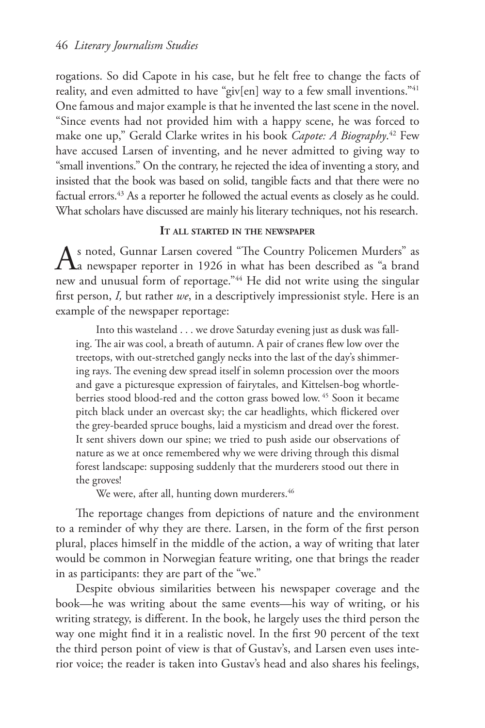rogations. So did Capote in his case, but he felt free to change the facts of reality, and even admitted to have "giv[en] way to a few small inventions."[41] One famous and major example is that he invented the last scene in the novel. "Since events had not provided him with a happy scene, he was forced to make one up," Gerald Clarke writes in his book *Capote: A Biography*.[42] Few have accused Larsen of inventing, and he never admitted to giving way to "small inventions." On the contrary, he rejected the idea of inventing a story, and insisted that the book was based on solid, tangible facts and that there were no factual errors.[43] As a reporter he followed the actual events as closely as he could. What scholars have discussed are mainly his literary techniques, not his research.

## It all started in the newspaper

As noted, Gunnar Larsen covered "The Country Policemen Murders" as a newspaper reporter in 1926 in what has been described as "a brand new and unusual form of reportage."[44] He did not write using the singular first person, *I,* but rather *we*, in a descriptively impressionist style. Here is an example of the newspaper reportage:

> Into this wasteland . . . we drove Saturday evening just as dusk was falling. The air was cool, a breath of autumn. A pair of cranes flew low over the treetops, with out-stretched gangly necks into the last of the day's shimmering rays. The evening dew spread itself in solemn procession over the moors and gave a picturesque expression of fairytales, and Kittelsen-bog whortleberries stood blood-red and the cotton grass bowed low.[45] Soon it became pitch black under an overcast sky; the car headlights, which flickered over the grey-bearded spruce boughs, laid a mysticism and dread over the forest. It sent shivers down our spine; we tried to push aside our observations of nature as we at once remembered why we were driving through this dismal forest landscape: supposing suddenly that the murderers stood out there in the groves!
>
> We were, after all, hunting down murderers.[46]

The reportage changes from depictions of nature and the environment to a reminder of why they are there. Larsen, in the form of the first person plural, places himself in the middle of the action, a way of writing that later would be common in Norwegian feature writing, one that brings the reader in as participants: they are part of the "we."

Despite obvious similarities between his newspaper coverage and the book—he was writing about the same events—his way of writing, or his writing strategy, is different. In the book, he largely uses the third person the way one might find it in a realistic novel. In the first 90 percent of the text the third person point of view is that of Gustav's, and Larsen even uses interior voice; the reader is taken into Gustav's head and also shares his feelings,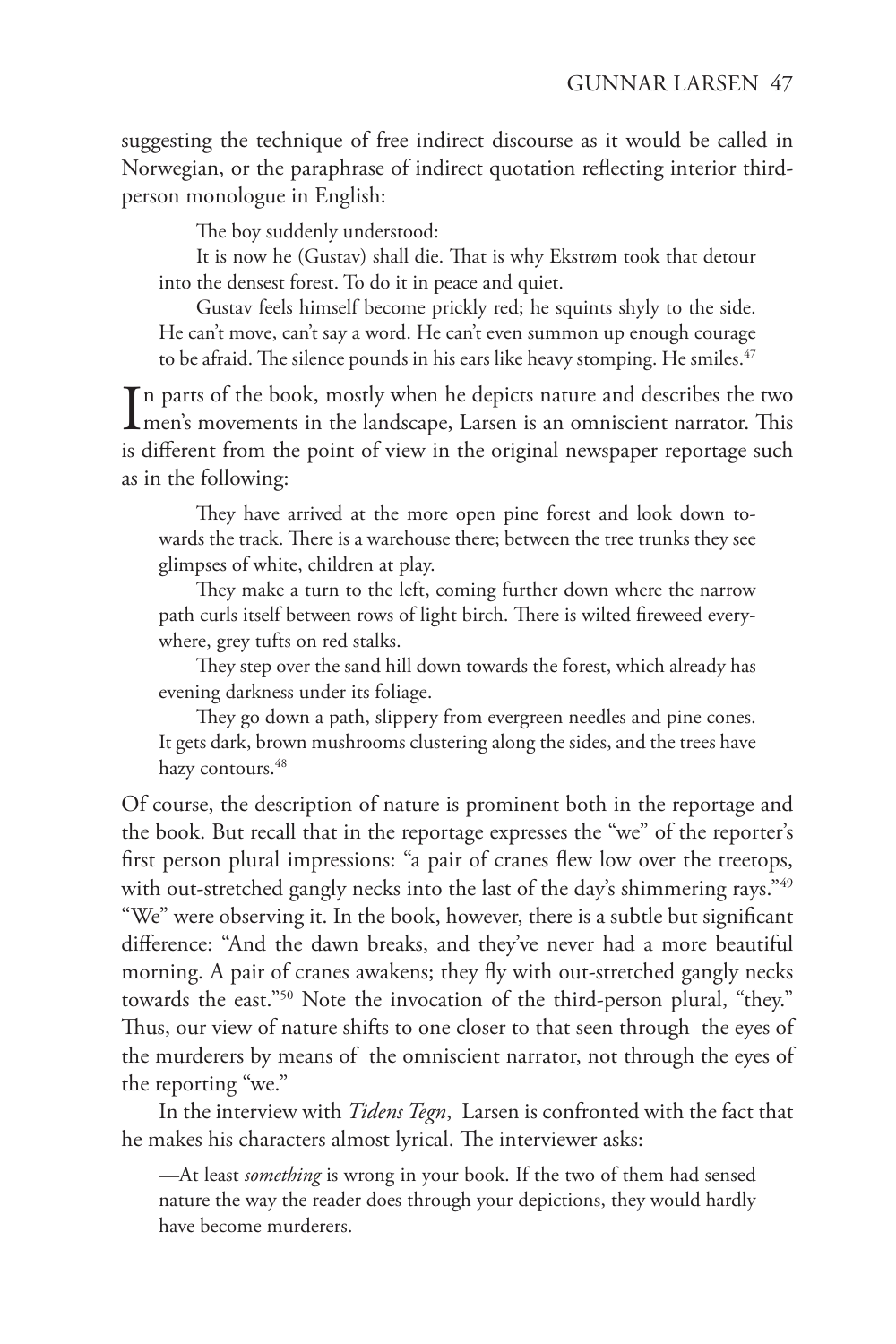suggesting the technique of free indirect discourse as it would be called in Norwegian, or the paraphrase of indirect quotation reflecting interior third-person monologue in English:

> The boy suddenly understood:
>
> It is now he (Gustav) shall die. That is why Ekstrøm took that detour into the densest forest. To do it in peace and quiet.
>
> Gustav feels himself become prickly red; he squints shyly to the side. He can't move, can't say a word. He can't even summon up enough courage to be afraid. The silence pounds in his ears like heavy stomping. He smiles.[47]

In parts of the book, mostly when he depicts nature and describes the two men's movements in the landscape, Larsen is an omniscient narrator. This is different from the point of view in the original newspaper reportage such as in the following:

> They have arrived at the more open pine forest and look down towards the track. There is a warehouse there; between the tree trunks they see glimpses of white, children at play.
>
> They make a turn to the left, coming further down where the narrow path curls itself between rows of light birch. There is wilted fireweed everywhere, grey tufts on red stalks.
>
> They step over the sand hill down towards the forest, which already has evening darkness under its foliage.
>
> They go down a path, slippery from evergreen needles and pine cones. It gets dark, brown mushrooms clustering along the sides, and the trees have hazy contours.[48]

Of course, the description of nature is prominent both in the reportage and the book. But recall that in the reportage expresses the "we" of the reporter's first person plural impressions: "a pair of cranes flew low over the treetops, with out-stretched gangly necks into the last of the day's shimmering rays."[49] "We" were observing it. In the book, however, there is a subtle but significant difference: "And the dawn breaks, and they've never had a more beautiful morning. A pair of cranes awakens; they fly with out-stretched gangly necks towards the east."[50] Note the invocation of the third-person plural, "they." Thus, our view of nature shifts to one closer to that seen through the eyes of the murderers by means of the omniscient narrator, not through the eyes of the reporting "we."

In the interview with *Tidens Tegn*, Larsen is confronted with the fact that he makes his characters almost lyrical. The interviewer asks:

> —At least *something* is wrong in your book. If the two of them had sensed nature the way the reader does through your depictions, they would hardly have become murderers.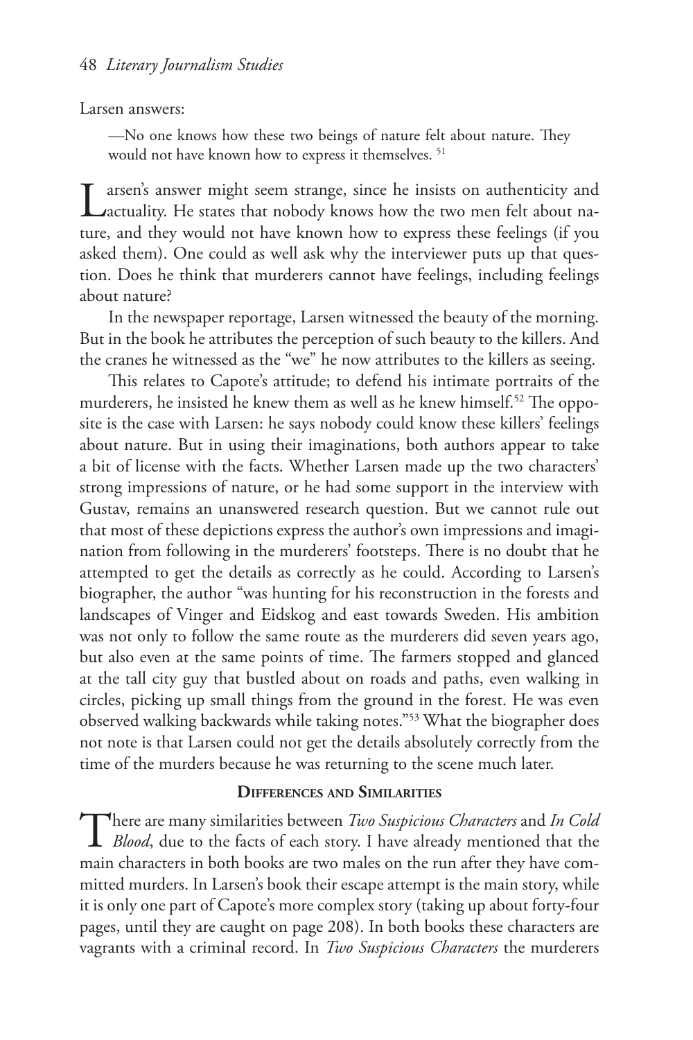Larsen answers:

> —No one knows how these two beings of nature felt about nature. They would not have known how to express it themselves. [51]

Larsen's answer might seem strange, since he insists on authenticity and actuality. He states that nobody knows how the two men felt about nature, and they would not have known how to express these feelings (if you asked them). One could as well ask why the interviewer puts up that question. Does he think that murderers cannot have feelings, including feelings about nature?

In the newspaper reportage, Larsen witnessed the beauty of the morning. But in the book he attributes the perception of such beauty to the killers. And the cranes he witnessed as the "we" he now attributes to the killers as seeing.

This relates to Capote's attitude; to defend his intimate portraits of the murderers, he insisted he knew them as well as he knew himself.[52] The opposite is the case with Larsen: he says nobody could know these killers' feelings about nature. But in using their imaginations, both authors appear to take a bit of license with the facts. Whether Larsen made up the two characters' strong impressions of nature, or he had some support in the interview with Gustav, remains an unanswered research question. But we cannot rule out that most of these depictions express the author's own impressions and imagination from following in the murderers' footsteps. There is no doubt that he attempted to get the details as correctly as he could. According to Larsen's biographer, the author "was hunting for his reconstruction in the forests and landscapes of Vinger and Eidskog and east towards Sweden. His ambition was not only to follow the same route as the murderers did seven years ago, but also even at the same points of time. The farmers stopped and glanced at the tall city guy that bustled about on roads and paths, even walking in circles, picking up small things from the ground in the forest. He was even observed walking backwards while taking notes."[53] What the biographer does not note is that Larsen could not get the details absolutely correctly from the time of the murders because he was returning to the scene much later.

## Differences and Similarities

There are many similarities between *Two Suspicious Characters* and *In Cold Blood*, due to the facts of each story. I have already mentioned that the main characters in both books are two males on the run after they have committed murders. In Larsen's book their escape attempt is the main story, while it is only one part of Capote's more complex story (taking up about forty-four pages, until they are caught on page 208). In both books these characters are vagrants with a criminal record. In *Two Suspicious Characters* the murderers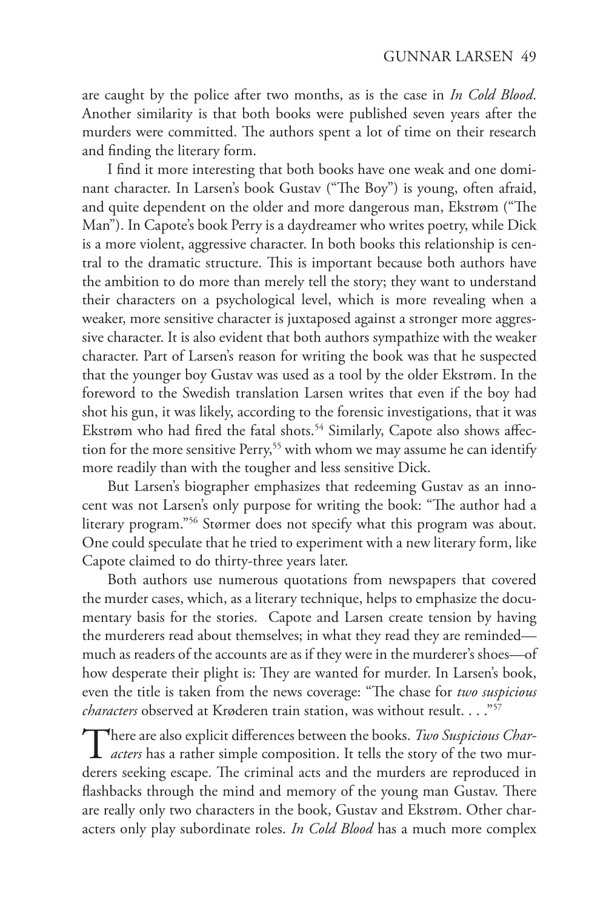are caught by the police after two months, as is the case in *In Cold Blood*. Another similarity is that both books were published seven years after the murders were committed. The authors spent a lot of time on their research and finding the literary form.

I find it more interesting that both books have one weak and one dominant character. In Larsen's book Gustav ("The Boy") is young, often afraid, and quite dependent on the older and more dangerous man, Ekstrøm ("The Man"). In Capote's book Perry is a daydreamer who writes poetry, while Dick is a more violent, aggressive character. In both books this relationship is central to the dramatic structure. This is important because both authors have the ambition to do more than merely tell the story; they want to understand their characters on a psychological level, which is more revealing when a weaker, more sensitive character is juxtaposed against a stronger more aggressive character. It is also evident that both authors sympathize with the weaker character. Part of Larsen's reason for writing the book was that he suspected that the younger boy Gustav was used as a tool by the older Ekstrøm. In the foreword to the Swedish translation Larsen writes that even if the boy had shot his gun, it was likely, according to the forensic investigations, that it was Ekstrøm who had fired the fatal shots.[54] Similarly, Capote also shows affection for the more sensitive Perry,[55] with whom we may assume he can identify more readily than with the tougher and less sensitive Dick.

But Larsen's biographer emphasizes that redeeming Gustav as an innocent was not Larsen's only purpose for writing the book: "The author had a literary program."[56] Størmer does not specify what this program was about. One could speculate that he tried to experiment with a new literary form, like Capote claimed to do thirty-three years later.

Both authors use numerous quotations from newspapers that covered the murder cases, which, as a literary technique, helps to emphasize the documentary basis for the stories. Capote and Larsen create tension by having the murderers read about themselves; in what they read they are reminded—much as readers of the accounts are as if they were in the murderer's shoes—of how desperate their plight is: They are wanted for murder. In Larsen's book, even the title is taken from the news coverage: "The chase for *two suspicious characters* observed at Krøderen train station, was without result. . . ."[57]

There are also explicit differences between the books. *Two Suspicious Characters* has a rather simple composition. It tells the story of the two murderers seeking escape. The criminal acts and the murders are reproduced in flashbacks through the mind and memory of the young man Gustav. There are really only two characters in the book, Gustav and Ekstrøm. Other characters only play subordinate roles. *In Cold Blood* has a much more complex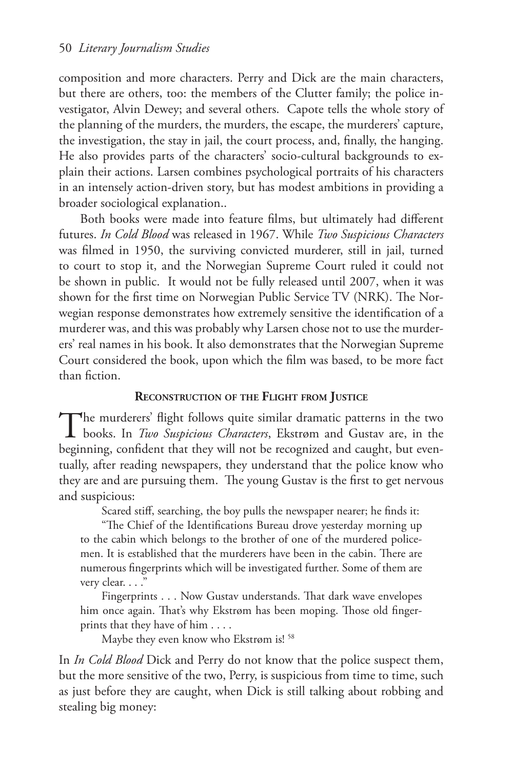composition and more characters. Perry and Dick are the main characters, but there are others, too: the members of the Clutter family; the police investigator, Alvin Dewey; and several others. Capote tells the whole story of the planning of the murders, the murders, the escape, the murderers' capture, the investigation, the stay in jail, the court process, and, finally, the hanging. He also provides parts of the characters' socio-cultural backgrounds to explain their actions. Larsen combines psychological portraits of his characters in an intensely action-driven story, but has modest ambitions in providing a broader sociological explanation..

Both books were made into feature films, but ultimately had different futures. *In Cold Blood* was released in 1967. While *Two Suspicious Characters* was filmed in 1950, the surviving convicted murderer, still in jail, turned to court to stop it, and the Norwegian Supreme Court ruled it could not be shown in public. It would not be fully released until 2007, when it was shown for the first time on Norwegian Public Service TV (NRK). The Norwegian response demonstrates how extremely sensitive the identification of a murderer was, and this was probably why Larsen chose not to use the murderers' real names in his book. It also demonstrates that the Norwegian Supreme Court considered the book, upon which the film was based, to be more fact than fiction.

## Reconstruction of the Flight from Justice

The murderers' flight follows quite similar dramatic patterns in the two books. In *Two Suspicious Characters*, Ekstrøm and Gustav are, in the beginning, confident that they will not be recognized and caught, but eventually, after reading newspapers, they understand that the police know who they are and are pursuing them. The young Gustav is the first to get nervous and suspicious:

> Scared stiff, searching, the boy pulls the newspaper nearer; he finds it:
>
> "The Chief of the Identifications Bureau drove yesterday morning up to the cabin which belongs to the brother of one of the murdered policemen. It is established that the murderers have been in the cabin. There are numerous fingerprints which will be investigated further. Some of them are very clear. . . ."
>
> Fingerprints . . . Now Gustav understands. That dark wave envelopes him once again. That's why Ekstrøm has been moping. Those old fingerprints that they have of him . . . .
>
> Maybe they even know who Ekstrøm is! [58]

In *In Cold Blood* Dick and Perry do not know that the police suspect them, but the more sensitive of the two, Perry, is suspicious from time to time, such as just before they are caught, when Dick is still talking about robbing and stealing big money: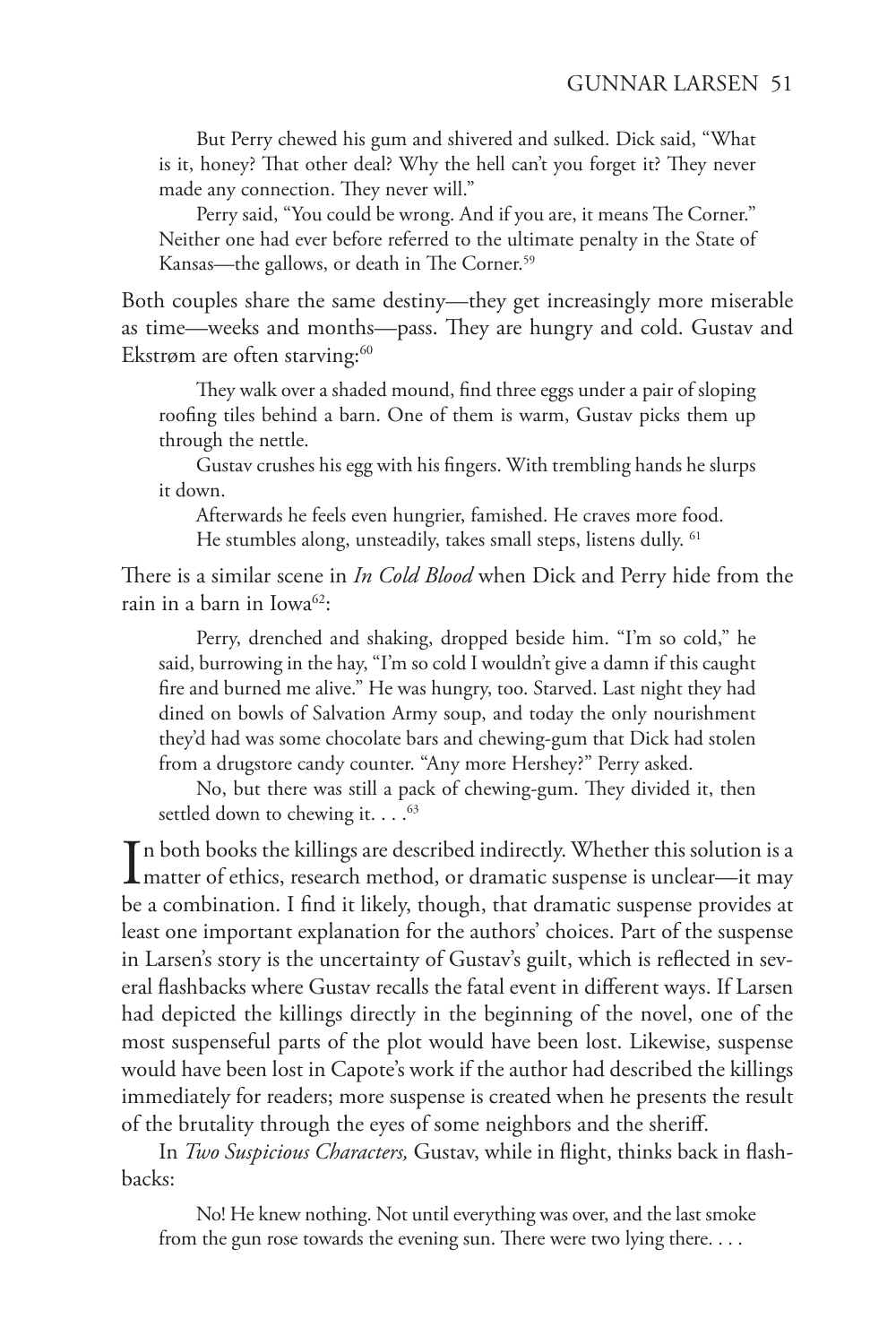> But Perry chewed his gum and shivered and sulked. Dick said, "What is it, honey? That other deal? Why the hell can't you forget it? They never made any connection. They never will."
>
> Perry said, "You could be wrong. And if you are, it means The Corner." Neither one had ever before referred to the ultimate penalty in the State of Kansas—the gallows, or death in The Corner.[59]

Both couples share the same destiny—they get increasingly more miserable as time—weeks and months—pass. They are hungry and cold. Gustav and Ekstrøm are often starving:[60]

> They walk over a shaded mound, find three eggs under a pair of sloping roofing tiles behind a barn. One of them is warm, Gustav picks them up through the nettle.
>
> Gustav crushes his egg with his fingers. With trembling hands he slurps it down.
>
> Afterwards he feels even hungrier, famished. He craves more food. He stumbles along, unsteadily, takes small steps, listens dully. [61]

There is a similar scene in *In Cold Blood* when Dick and Perry hide from the rain in a barn in Iowa[62]:

> Perry, drenched and shaking, dropped beside him. "I'm so cold," he said, burrowing in the hay, "I'm so cold I wouldn't give a damn if this caught fire and burned me alive." He was hungry, too. Starved. Last night they had dined on bowls of Salvation Army soup, and today the only nourishment they'd had was some chocolate bars and chewing-gum that Dick had stolen from a drugstore candy counter. "Any more Hershey?" Perry asked.
>
> No, but there was still a pack of chewing-gum. They divided it, then settled down to chewing it. . . .[63]

In both books the killings are described indirectly. Whether this solution is a matter of ethics, research method, or dramatic suspense is unclear—it may be a combination. I find it likely, though, that dramatic suspense provides at least one important explanation for the authors' choices. Part of the suspense in Larsen's story is the uncertainty of Gustav's guilt, which is reflected in several flashbacks where Gustav recalls the fatal event in different ways. If Larsen had depicted the killings directly in the beginning of the novel, one of the most suspenseful parts of the plot would have been lost. Likewise, suspense would have been lost in Capote's work if the author had described the killings immediately for readers; more suspense is created when he presents the result of the brutality through the eyes of some neighbors and the sheriff.

In *Two Suspicious Characters,* Gustav, while in flight, thinks back in flashbacks:

> No! He knew nothing. Not until everything was over, and the last smoke from the gun rose towards the evening sun. There were two lying there. . . .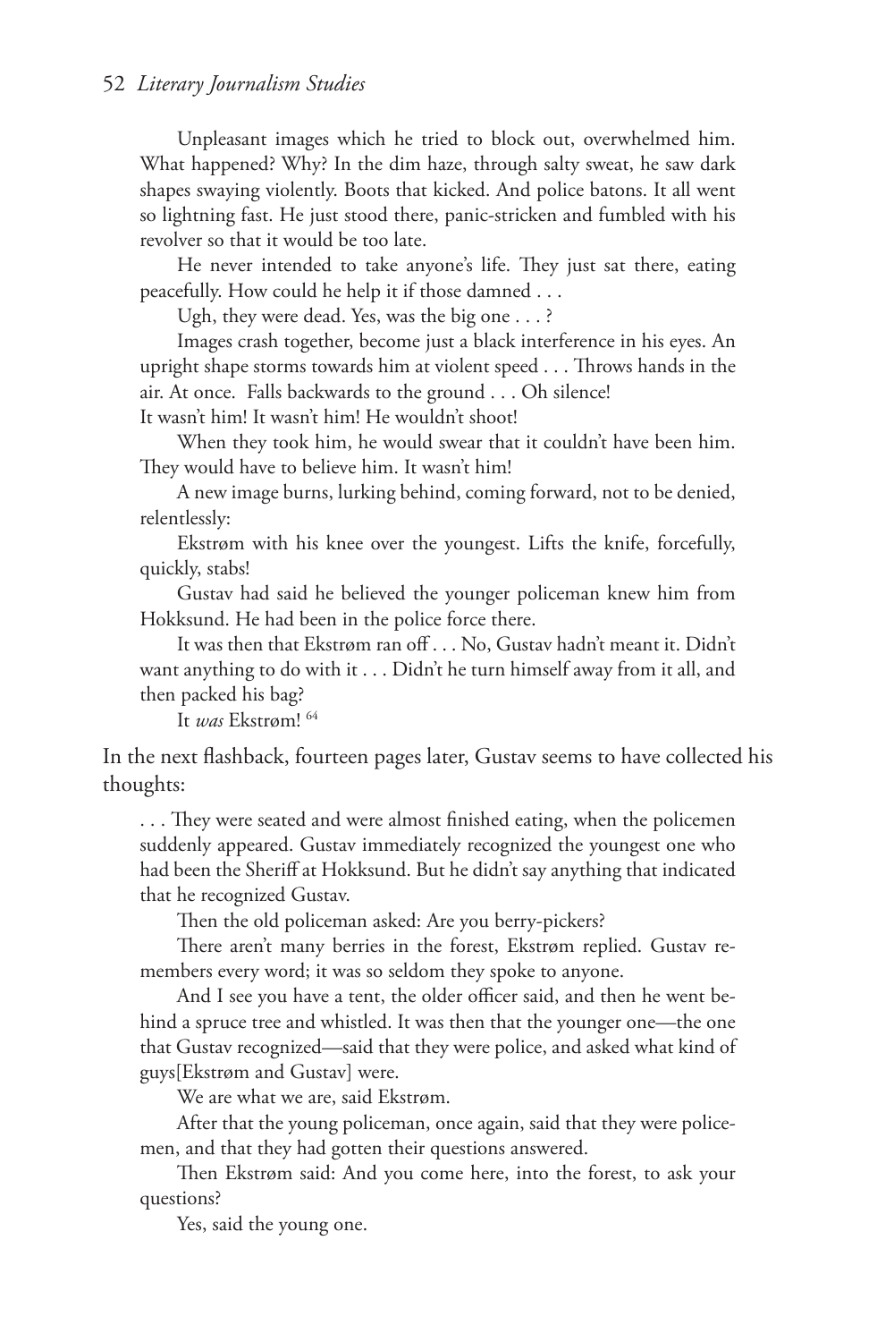Unpleasant images which he tried to block out, overwhelmed him. What happened? Why? In the dim haze, through salty sweat, he saw dark shapes swaying violently. Boots that kicked. And police batons. It all went so lightning fast. He just stood there, panic-stricken and fumbled with his revolver so that it would be too late.

He never intended to take anyone's life. They just sat there, eating peacefully. How could he help it if those damned . . .

Ugh, they were dead. Yes, was the big one . . . ?

Images crash together, become just a black interference in his eyes. An upright shape storms towards him at violent speed . . . Throws hands in the air. At once. Falls backwards to the ground . . . Oh silence!

It wasn't him! It wasn't him! He wouldn't shoot!

When they took him, he would swear that it couldn't have been him. They would have to believe him. It wasn't him!

A new image burns, lurking behind, coming forward, not to be denied, relentlessly:

Ekstrøm with his knee over the youngest. Lifts the knife, forcefully, quickly, stabs!

Gustav had said he believed the younger policeman knew him from Hokksund. He had been in the police force there.

It was then that Ekstrøm ran off . . . No, Gustav hadn't meant it. Didn't want anything to do with it . . . Didn't he turn himself away from it all, and then packed his bag?

It *was* Ekstrøm! [64]

In the next flashback, fourteen pages later, Gustav seems to have collected his thoughts:

. . . They were seated and were almost finished eating, when the policemen suddenly appeared. Gustav immediately recognized the youngest one who had been the Sheriff at Hokksund. But he didn't say anything that indicated that he recognized Gustav.

Then the old policeman asked: Are you berry-pickers?

There aren't many berries in the forest, Ekstrøm replied. Gustav remembers every word; it was so seldom they spoke to anyone.

And I see you have a tent, the older officer said, and then he went behind a spruce tree and whistled. It was then that the younger one—the one that Gustav recognized—said that they were police, and asked what kind of guys[Ekstrøm and Gustav] were.

We are what we are, said Ekstrøm.

After that the young policeman, once again, said that they were policemen, and that they had gotten their questions answered.

Then Ekstrøm said: And you come here, into the forest, to ask your questions?

Yes, said the young one.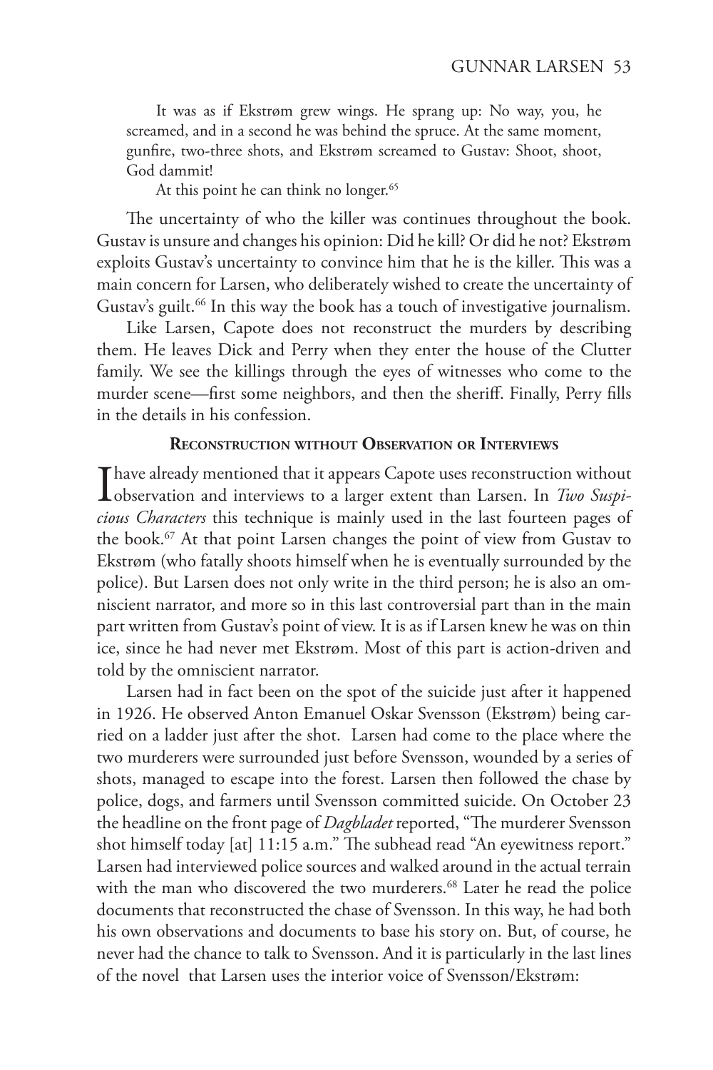> It was as if Ekstrøm grew wings. He sprang up: No way, you, he screamed, and in a second he was behind the spruce. At the same moment, gunfire, two-three shots, and Ekstrøm screamed to Gustav: Shoot, shoot, God dammit!
>
> At this point he can think no longer.[65]

The uncertainty of who the killer was continues throughout the book. Gustav is unsure and changes his opinion: Did he kill? Or did he not? Ekstrøm exploits Gustav's uncertainty to convince him that he is the killer. This was a main concern for Larsen, who deliberately wished to create the uncertainty of Gustav's guilt.[66] In this way the book has a touch of investigative journalism.

Like Larsen, Capote does not reconstruct the murders by describing them. He leaves Dick and Perry when they enter the house of the Clutter family. We see the killings through the eyes of witnesses who come to the murder scene—first some neighbors, and then the sheriff. Finally, Perry fills in the details in his confession.

### Reconstruction without Observation or Interviews

I have already mentioned that it appears Capote uses reconstruction without observation and interviews to a larger extent than Larsen. In *Two Suspicious Characters* this technique is mainly used in the last fourteen pages of the book.[67] At that point Larsen changes the point of view from Gustav to Ekstrøm (who fatally shoots himself when he is eventually surrounded by the police). But Larsen does not only write in the third person; he is also an omniscient narrator, and more so in this last controversial part than in the main part written from Gustav's point of view. It is as if Larsen knew he was on thin ice, since he had never met Ekstrøm. Most of this part is action-driven and told by the omniscient narrator.

Larsen had in fact been on the spot of the suicide just after it happened in 1926. He observed Anton Emanuel Oskar Svensson (Ekstrøm) being carried on a ladder just after the shot. Larsen had come to the place where the two murderers were surrounded just before Svensson, wounded by a series of shots, managed to escape into the forest. Larsen then followed the chase by police, dogs, and farmers until Svensson committed suicide. On October 23 the headline on the front page of *Dagbladet* reported, "The murderer Svensson shot himself today [at] 11:15 a.m." The subhead read "An eyewitness report." Larsen had interviewed police sources and walked around in the actual terrain with the man who discovered the two murderers.[68] Later he read the police documents that reconstructed the chase of Svensson. In this way, he had both his own observations and documents to base his story on. But, of course, he never had the chance to talk to Svensson. And it is particularly in the last lines of the novel that Larsen uses the interior voice of Svensson/Ekstrøm: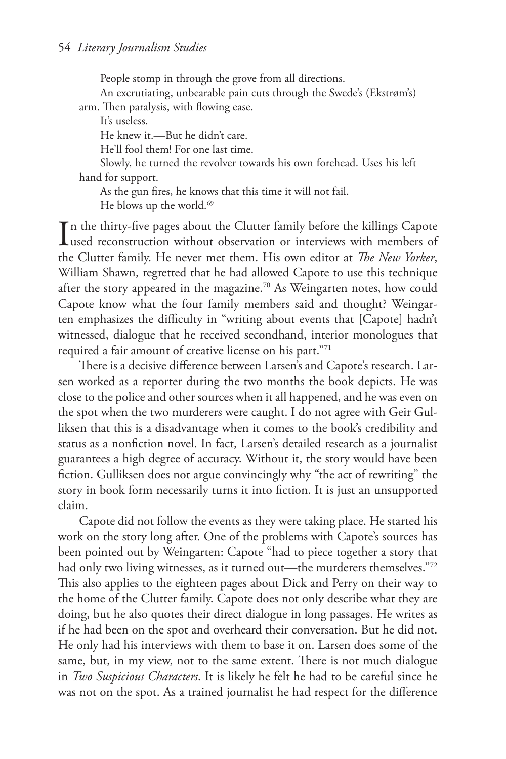People stomp in through the grove from all directions.

An excrutiating, unbearable pain cuts through the Swede's (Ekstrøm's) arm. Then paralysis, with flowing ease.

It's useless.

He knew it.—But he didn't care.

He'll fool them! For one last time.

Slowly, he turned the revolver towards his own forehead. Uses his left hand for support.

As the gun fires, he knows that this time it will not fail.

He blows up the world.[69]

In the thirty-five pages about the Clutter family before the killings Capote used reconstruction without observation or interviews with members of the Clutter family. He never met them. His own editor at *The New Yorker*, William Shawn, regretted that he had allowed Capote to use this technique after the story appeared in the magazine.[70] As Weingarten notes, how could Capote know what the four family members said and thought? Weingarten emphasizes the difficulty in "writing about events that [Capote] hadn't witnessed, dialogue that he received secondhand, interior monologues that required a fair amount of creative license on his part."[71]

There is a decisive difference between Larsen's and Capote's research. Larsen worked as a reporter during the two months the book depicts. He was close to the police and other sources when it all happened, and he was even on the spot when the two murderers were caught. I do not agree with Geir Gulliksen that this is a disadvantage when it comes to the book's credibility and status as a nonfiction novel. In fact, Larsen's detailed research as a journalist guarantees a high degree of accuracy. Without it, the story would have been fiction. Gulliksen does not argue convincingly why "the act of rewriting" the story in book form necessarily turns it into fiction. It is just an unsupported claim.

Capote did not follow the events as they were taking place. He started his work on the story long after. One of the problems with Capote's sources has been pointed out by Weingarten: Capote "had to piece together a story that had only two living witnesses, as it turned out—the murderers themselves."[72] This also applies to the eighteen pages about Dick and Perry on their way to the home of the Clutter family. Capote does not only describe what they are doing, but he also quotes their direct dialogue in long passages. He writes as if he had been on the spot and overheard their conversation. But he did not. He only had his interviews with them to base it on. Larsen does some of the same, but, in my view, not to the same extent. There is not much dialogue in *Two Suspicious Characters*. It is likely he felt he had to be careful since he was not on the spot. As a trained journalist he had respect for the difference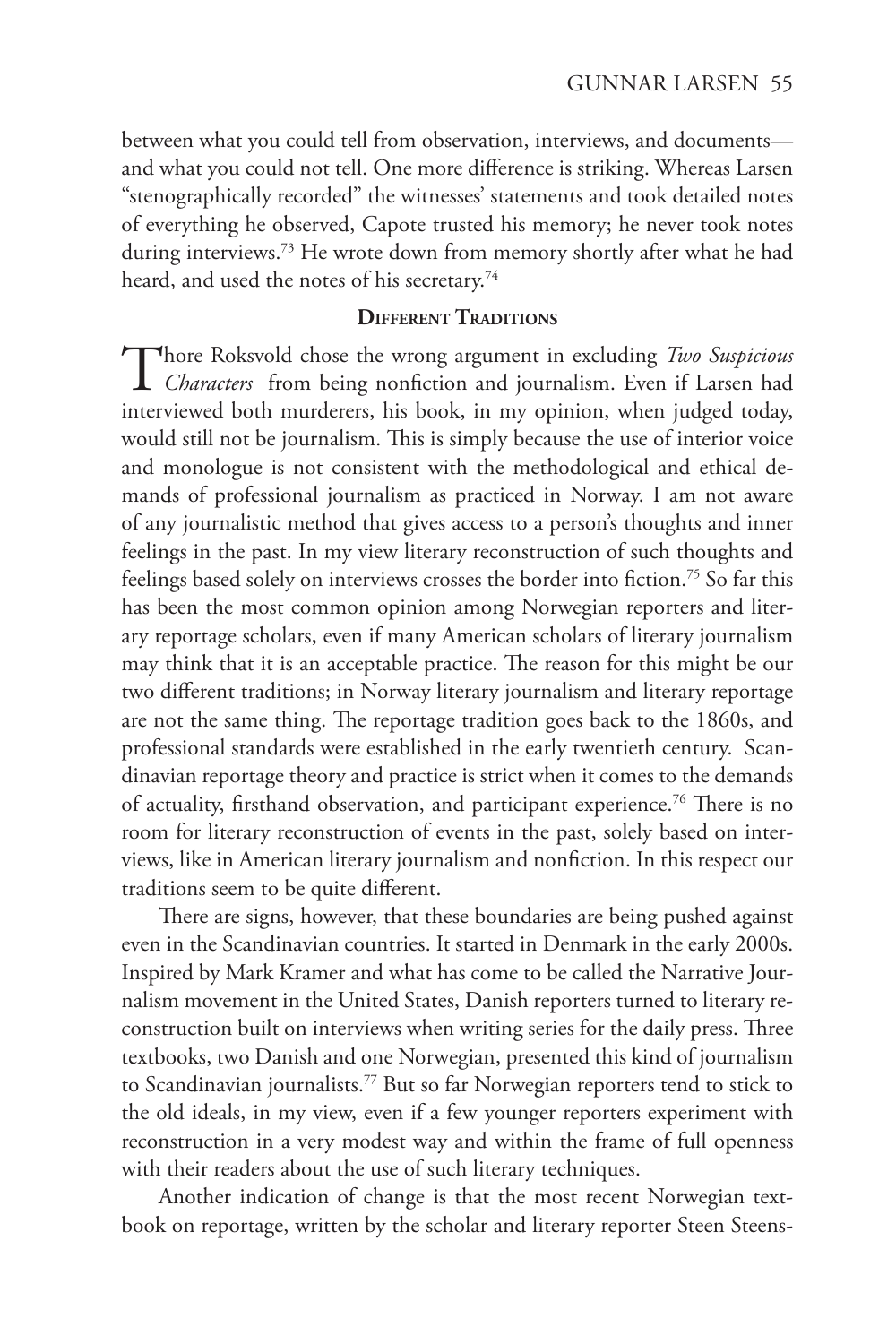between what you could tell from observation, interviews, and documents—and what you could not tell. One more difference is striking. Whereas Larsen "stenographically recorded" the witnesses' statements and took detailed notes of everything he observed, Capote trusted his memory; he never took notes during interviews.[73] He wrote down from memory shortly after what he had heard, and used the notes of his secretary.[74]

## Different Traditions

Thore Roksvold chose the wrong argument in excluding *Two Suspicious Characters* from being nonfiction and journalism. Even if Larsen had interviewed both murderers, his book, in my opinion, when judged today, would still not be journalism. This is simply because the use of interior voice and monologue is not consistent with the methodological and ethical demands of professional journalism as practiced in Norway. I am not aware of any journalistic method that gives access to a person's thoughts and inner feelings in the past. In my view literary reconstruction of such thoughts and feelings based solely on interviews crosses the border into fiction.[75] So far this has been the most common opinion among Norwegian reporters and literary reportage scholars, even if many American scholars of literary journalism may think that it is an acceptable practice. The reason for this might be our two different traditions; in Norway literary journalism and literary reportage are not the same thing. The reportage tradition goes back to the 1860s, and professional standards were established in the early twentieth century. Scandinavian reportage theory and practice is strict when it comes to the demands of actuality, firsthand observation, and participant experience.[76] There is no room for literary reconstruction of events in the past, solely based on interviews, like in American literary journalism and nonfiction. In this respect our traditions seem to be quite different.

There are signs, however, that these boundaries are being pushed against even in the Scandinavian countries. It started in Denmark in the early 2000s. Inspired by Mark Kramer and what has come to be called the Narrative Journalism movement in the United States, Danish reporters turned to literary reconstruction built on interviews when writing series for the daily press. Three textbooks, two Danish and one Norwegian, presented this kind of journalism to Scandinavian journalists.[77] But so far Norwegian reporters tend to stick to the old ideals, in my view, even if a few younger reporters experiment with reconstruction in a very modest way and within the frame of full openness with their readers about the use of such literary techniques.

Another indication of change is that the most recent Norwegian textbook on reportage, written by the scholar and literary reporter Steen Steens-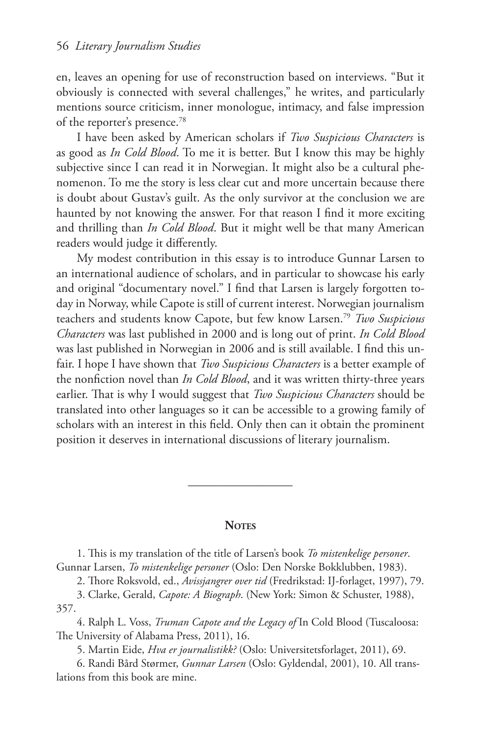en, leaves an opening for use of reconstruction based on interviews. "But it obviously is connected with several challenges," he writes, and particularly mentions source criticism, inner monologue, intimacy, and false impression of the reporter's presence.[78]

I have been asked by American scholars if *Two Suspicious Characters* is as good as *In Cold Blood*. To me it is better. But I know this may be highly subjective since I can read it in Norwegian. It might also be a cultural phenomenon. To me the story is less clear cut and more uncertain because there is doubt about Gustav's guilt. As the only survivor at the conclusion we are haunted by not knowing the answer. For that reason I find it more exciting and thrilling than *In Cold Blood*. But it might well be that many American readers would judge it differently.

My modest contribution in this essay is to introduce Gunnar Larsen to an international audience of scholars, and in particular to showcase his early and original "documentary novel." I find that Larsen is largely forgotten today in Norway, while Capote is still of current interest. Norwegian journalism teachers and students know Capote, but few know Larsen.[79] *Two Suspicious Characters* was last published in 2000 and is long out of print. *In Cold Blood* was last published in Norwegian in 2006 and is still available. I find this unfair. I hope I have shown that *Two Suspicious Characters* is a better example of the nonfiction novel than *In Cold Blood*, and it was written thirty-three years earlier. That is why I would suggest that *Two Suspicious Characters* should be translated into other languages so it can be accessible to a growing family of scholars with an interest in this field. Only then can it obtain the prominent position it deserves in international discussions of literary journalism.

---

## Notes

1. This is my translation of the title of Larsen's book *To mistenkelige personer*. Gunnar Larsen, *To mistenkelige personer* (Oslo: Den Norske Bokklubben, 1983).

2. Thore Roksvold, ed., *Avissjangrer over tid* (Fredrikstad: IJ-forlaget, 1997), 79.

3. Clarke, Gerald, *Capote: A Biograph.* (New York: Simon & Schuster, 1988), 357.

4. Ralph L. Voss, *Truman Capote and the Legacy of* In Cold Blood (Tuscaloosa: The University of Alabama Press, 2011), 16.

5. Martin Eide, *Hva er journalistikk?* (Oslo: Universitetsforlaget, 2011), 69.

6. Randi Bård Størmer, *Gunnar Larsen* (Oslo: Gyldendal, 2001), 10. All translations from this book are mine.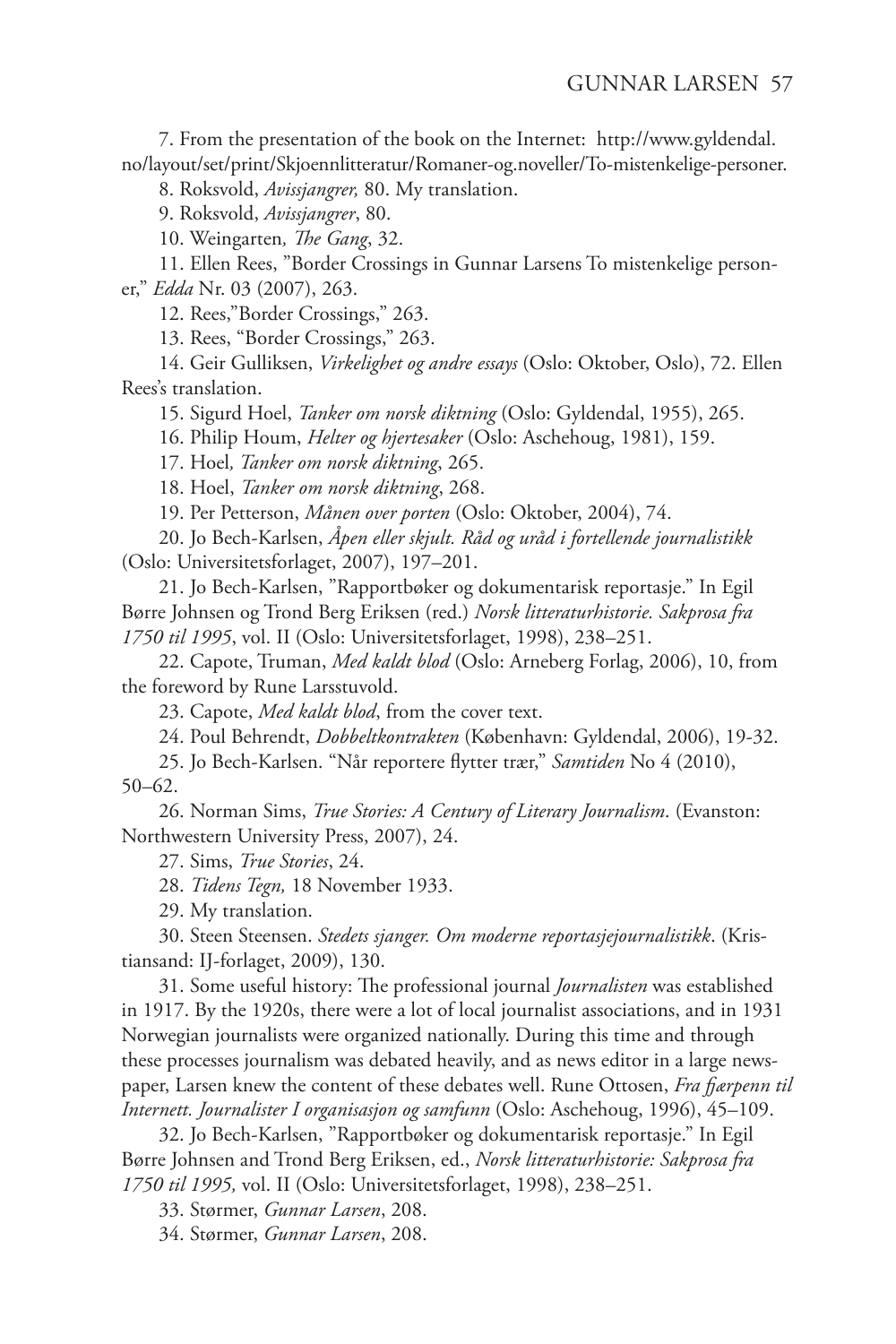7. From the presentation of the book on the Internet: http://www.gyldendal.no/layout/set/print/Skjoennlitteratur/Romaner-og.noveller/To-mistenkelige-personer.

8. Roksvold, *Avissjangrer,* 80. My translation.

9. Roksvold, *Avissjangrer*, 80.

10. Weingarten*, The Gang*, 32.

11. Ellen Rees, "Border Crossings in Gunnar Larsens To mistenkelige personer," *Edda* Nr. 03 (2007), 263.

12. Rees,"Border Crossings," 263.

13. Rees, "Border Crossings," 263.

14. Geir Gulliksen, *Virkelighet og andre essays* (Oslo: Oktober, Oslo), 72. Ellen Rees's translation.

15. Sigurd Hoel, *Tanker om norsk diktning* (Oslo: Gyldendal, 1955), 265.

16. Philip Houm, *Helter og hjertesaker* (Oslo: Aschehoug, 1981), 159.

17. Hoel*, Tanker om norsk diktning*, 265.

18. Hoel, *Tanker om norsk diktning*, 268.

19. Per Petterson, *Månen over porten* (Oslo: Oktober, 2004), 74.

20. Jo Bech-Karlsen, *Åpen eller skjult. Råd og uråd i fortellende journalistikk* (Oslo: Universitetsforlaget, 2007), 197–201.

21. Jo Bech-Karlsen, "Rapportbøker og dokumentarisk reportasje." In Egil Børre Johnsen og Trond Berg Eriksen (red.) *Norsk litteraturhistorie. Sakprosa fra 1750 til 1995*, vol. II (Oslo: Universitetsforlaget, 1998), 238–251.

22. Capote, Truman, *Med kaldt blod* (Oslo: Arneberg Forlag, 2006), 10, from the foreword by Rune Larsstuvold.

23. Capote, *Med kaldt blod*, from the cover text.

24. Poul Behrendt, *Dobbeltkontrakten* (København: Gyldendal, 2006), 19-32.

25. Jo Bech-Karlsen. "Når reportere flytter trær," *Samtiden* No 4 (2010), 50–62.

26. Norman Sims, *True Stories: A Century of Literary Journalism*. (Evanston: Northwestern University Press, 2007), 24.

27. Sims, *True Stories*, 24.

28. *Tidens Tegn,* 18 November 1933.

29. My translation.

30. Steen Steensen. *Stedets sjanger. Om moderne reportasjejournalistikk*. (Kristiansand: IJ-forlaget, 2009), 130.

31. Some useful history: The professional journal *Journalisten* was established in 1917. By the 1920s, there were a lot of local journalist associations, and in 1931 Norwegian journalists were organized nationally. During this time and through these processes journalism was debated heavily, and as news editor in a large newspaper, Larsen knew the content of these debates well. Rune Ottosen, *Fra fjærpenn til Internett. Journalister I organisasjon og samfunn* (Oslo: Aschehoug, 1996), 45–109.

32. Jo Bech-Karlsen, "Rapportbøker og dokumentarisk reportasje." In Egil Børre Johnsen and Trond Berg Eriksen, ed., *Norsk litteraturhistorie: Sakprosa fra 1750 til 1995,* vol. II (Oslo: Universitetsforlaget, 1998), 238–251.

33. Størmer, *Gunnar Larsen*, 208.

34. Størmer, *Gunnar Larsen*, 208.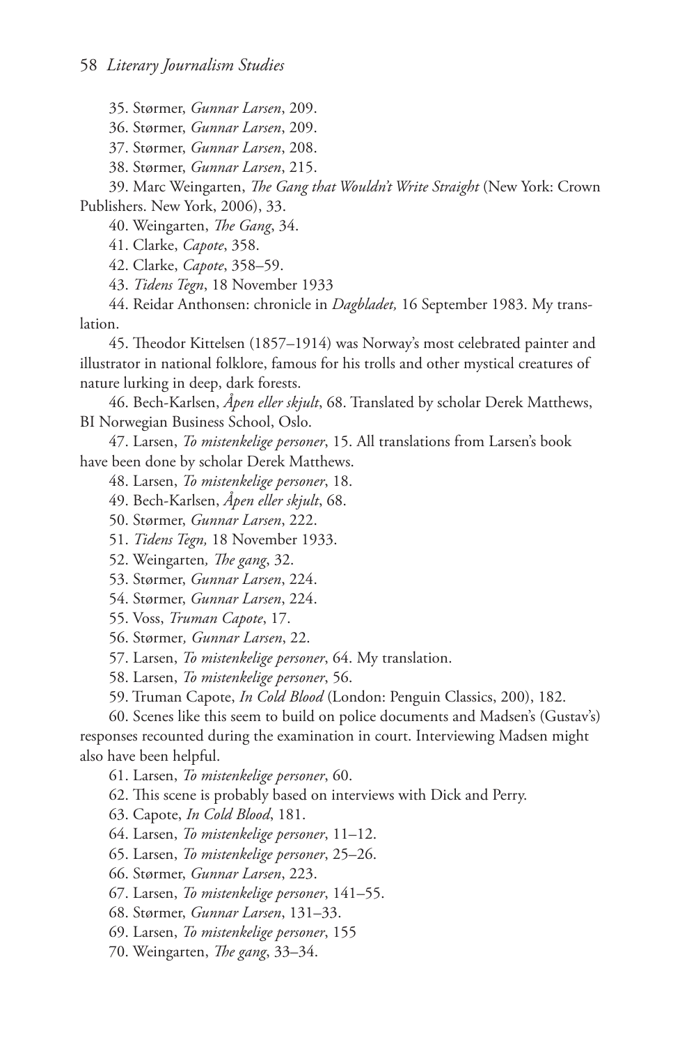35. Størmer, *Gunnar Larsen*, 209.

36. Størmer, *Gunnar Larsen*, 209.

37. Størmer, *Gunnar Larsen*, 208.

38. Størmer, *Gunnar Larsen*, 215.

39. Marc Weingarten, *The Gang that Wouldn't Write Straight* (New York: Crown Publishers. New York, 2006), 33.

40. Weingarten, *The Gang*, 34.

41. Clarke, *Capote*, 358.

42. Clarke, *Capote*, 358–59.

43. *Tidens Tegn*, 18 November 1933

44. Reidar Anthonsen: chronicle in *Dagbladet,* 16 September 1983. My translation.

45. Theodor Kittelsen (1857–1914) was Norway's most celebrated painter and illustrator in national folklore, famous for his trolls and other mystical creatures of nature lurking in deep, dark forests.

46. Bech-Karlsen, *Åpen eller skjult*, 68. Translated by scholar Derek Matthews, BI Norwegian Business School, Oslo.

47. Larsen, *To mistenkelige personer*, 15. All translations from Larsen's book have been done by scholar Derek Matthews.

48. Larsen, *To mistenkelige personer*, 18.

49. Bech-Karlsen, *Åpen eller skjult*, 68.

50. Størmer, *Gunnar Larsen*, 222.

51. *Tidens Tegn,* 18 November 1933.

52. Weingarten*, The gang*, 32.

53. Størmer, *Gunnar Larsen*, 224.

54. Størmer, *Gunnar Larsen*, 224.

55. Voss, *Truman Capote*, 17.

56. Størmer*, Gunnar Larsen*, 22.

57. Larsen, *To mistenkelige personer*, 64. My translation.

58. Larsen, *To mistenkelige personer*, 56.

59. Truman Capote, *In Cold Blood* (London: Penguin Classics, 200), 182.

60. Scenes like this seem to build on police documents and Madsen's (Gustav's) responses recounted during the examination in court. Interviewing Madsen might also have been helpful.

61. Larsen, *To mistenkelige personer*, 60.

62. This scene is probably based on interviews with Dick and Perry.

63. Capote, *In Cold Blood*, 181.

64. Larsen, *To mistenkelige personer*, 11–12.

65. Larsen, *To mistenkelige personer*, 25–26.

66. Størmer, *Gunnar Larsen*, 223.

67. Larsen, *To mistenkelige personer*, 141–55.

68. Størmer, *Gunnar Larsen*, 131–33.

69. Larsen, *To mistenkelige personer*, 155

70. Weingarten, *The gang*, 33–34.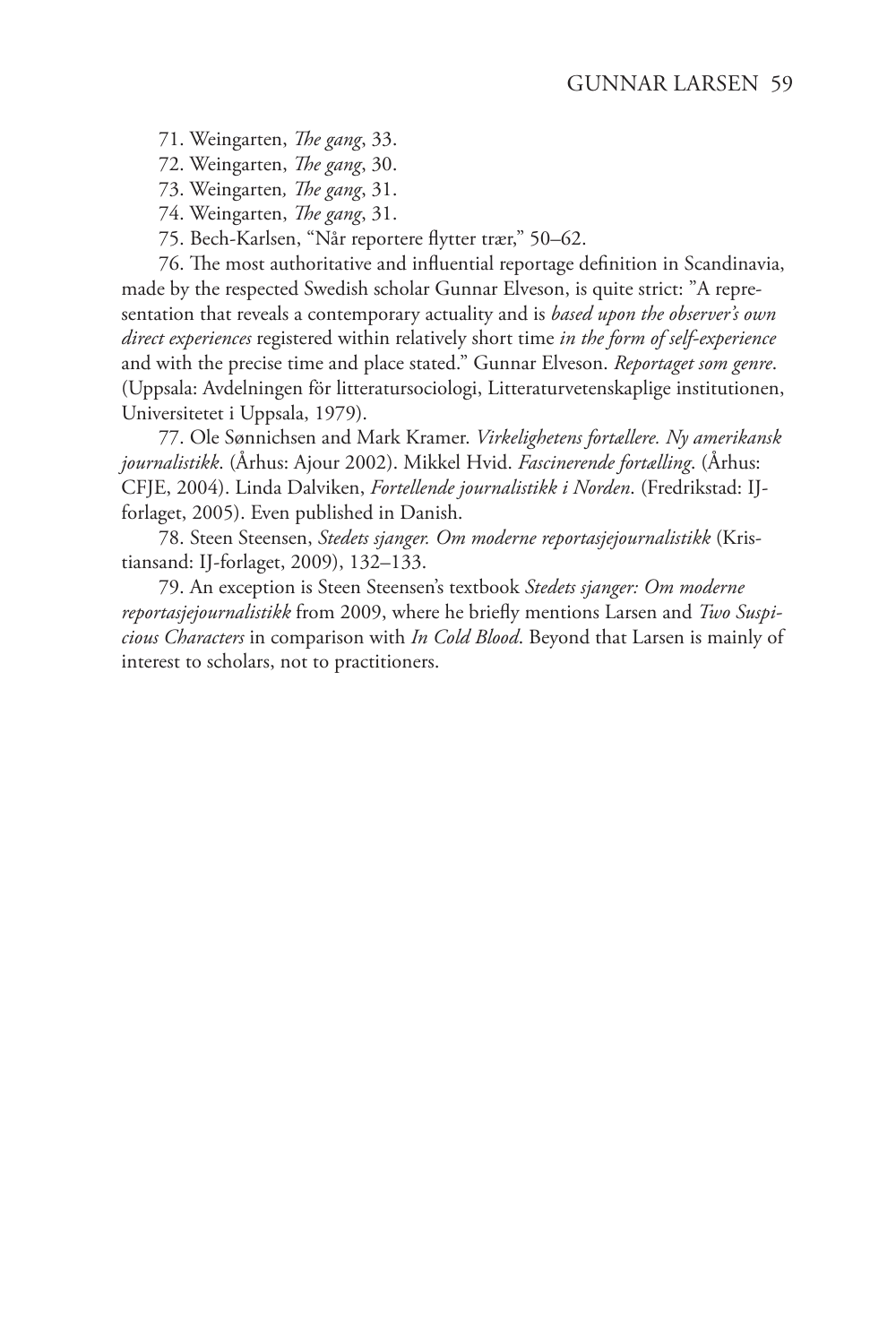71. Weingarten, *The gang*, 33.

72. Weingarten, *The gang*, 30.

73. Weingarten*, The gang*, 31.

74. Weingarten, *The gang*, 31.

75. Bech-Karlsen, "Når reportere flytter trær," 50–62.

76. The most authoritative and influential reportage definition in Scandinavia, made by the respected Swedish scholar Gunnar Elveson, is quite strict: "A representation that reveals a contemporary actuality and is *based upon the observer's own direct experiences* registered within relatively short time *in the form of self-experience* and with the precise time and place stated." Gunnar Elveson. *Reportaget som genre*. (Uppsala: Avdelningen för litteratursociologi, Litteraturvetenskaplige institutionen, Universitetet i Uppsala, 1979).

77. Ole Sønnichsen and Mark Kramer. *Virkelighetens fortællere. Ny amerikansk journalistikk*. (Århus: Ajour 2002). Mikkel Hvid. *Fascinerende fortælling*. (Århus: CFJE, 2004). Linda Dalviken, *Fortellende journalistikk i Norden*. (Fredrikstad: IJ-forlaget, 2005). Even published in Danish.

78. Steen Steensen, *Stedets sjanger. Om moderne reportasjejournalistikk* (Kristiansand: IJ-forlaget, 2009), 132–133.

79. An exception is Steen Steensen's textbook *Stedets sjanger: Om moderne reportasjejournalistikk* from 2009, where he briefly mentions Larsen and *Two Suspicious Characters* in comparison with *In Cold Blood*. Beyond that Larsen is mainly of interest to scholars, not to practitioners.